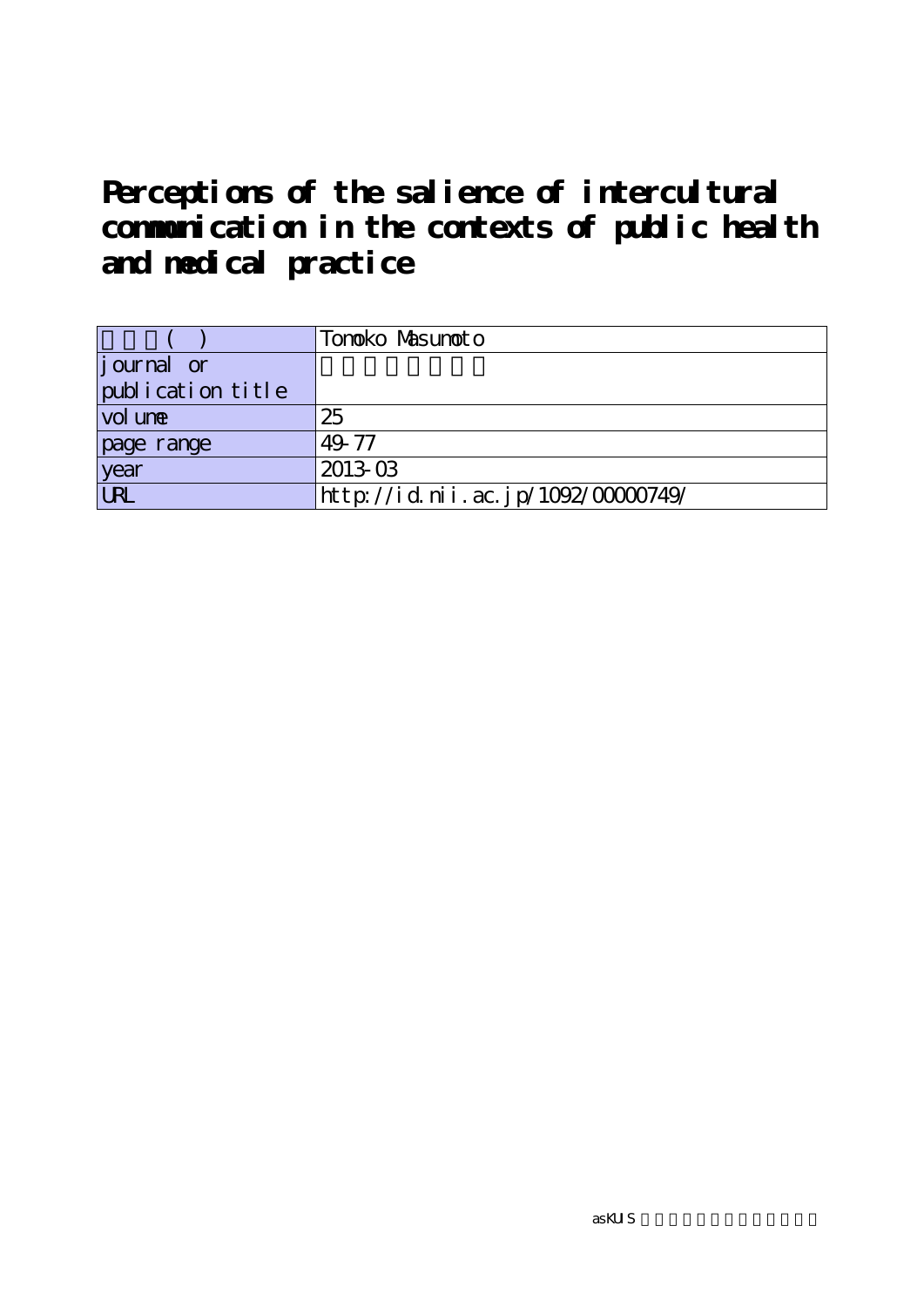# Perceptions of the salience of intercultural communication in the contexts of public health and medical practice

| 著者名(英) | Tomoko Masumoto |
| --- | --- |
| journal or publication title | |
| volume | 25 |
| page range | 49-77 |
| year | 2013-03 |
| URL | http://id.nii.ac.jp/1092/00000749/ |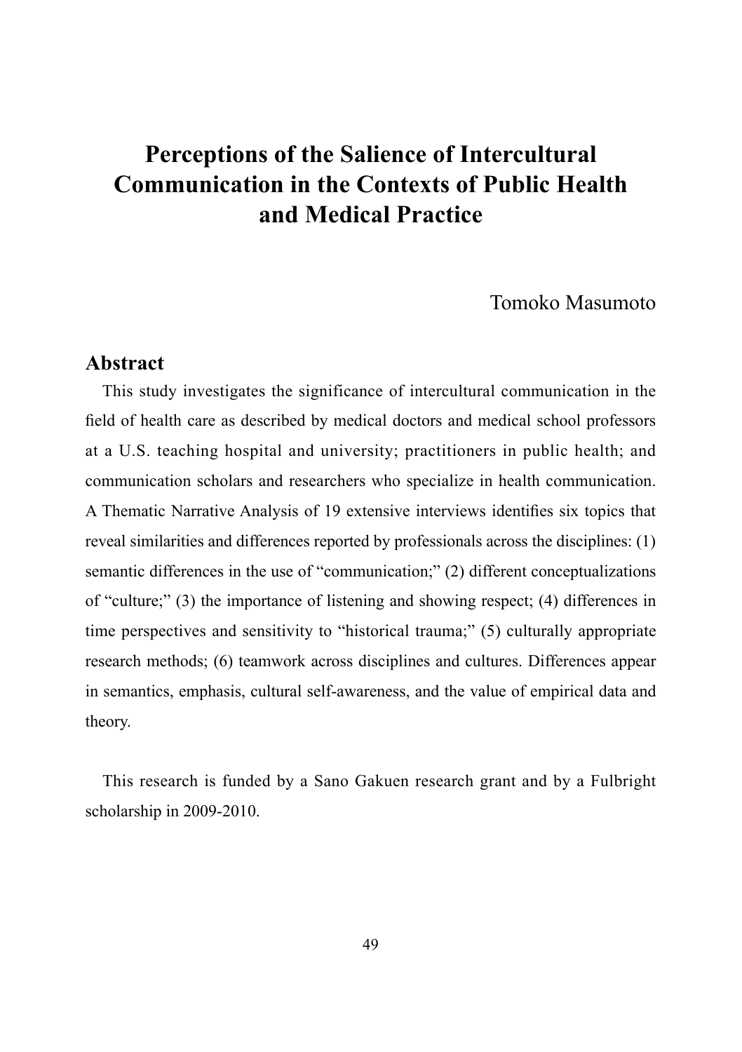# Perceptions of the Salience of Intercultural Communication in the Contexts of Public Health and Medical Practice

Tomoko Masumoto

## Abstract

This study investigates the significance of intercultural communication in the field of health care as described by medical doctors and medical school professors at a U.S. teaching hospital and university; practitioners in public health; and communication scholars and researchers who specialize in health communication. A Thematic Narrative Analysis of 19 extensive interviews identifies six topics that reveal similarities and differences reported by professionals across the disciplines: (1) semantic differences in the use of "communication;" (2) different conceptualizations of "culture;" (3) the importance of listening and showing respect; (4) differences in time perspectives and sensitivity to "historical trauma;" (5) culturally appropriate research methods; (6) teamwork across disciplines and cultures. Differences appear in semantics, emphasis, cultural self-awareness, and the value of empirical data and theory.

This research is funded by a Sano Gakuen research grant and by a Fulbright scholarship in 2009-2010.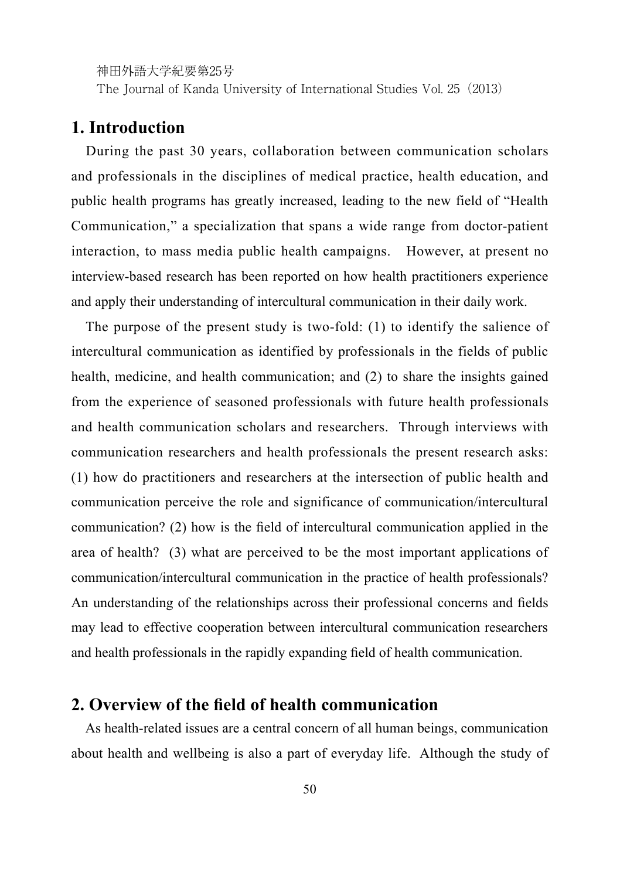## 1. Introduction

During the past 30 years, collaboration between communication scholars and professionals in the disciplines of medical practice, health education, and public health programs has greatly increased, leading to the new field of "Health Communication," a specialization that spans a wide range from doctor-patient interaction, to mass media public health campaigns. However, at present no interview-based research has been reported on how health practitioners experience and apply their understanding of intercultural communication in their daily work.

The purpose of the present study is two-fold: (1) to identify the salience of intercultural communication as identified by professionals in the fields of public health, medicine, and health communication; and (2) to share the insights gained from the experience of seasoned professionals with future health professionals and health communication scholars and researchers. Through interviews with communication researchers and health professionals the present research asks: (1) how do practitioners and researchers at the intersection of public health and communication perceive the role and significance of communication/intercultural communication? (2) how is the field of intercultural communication applied in the area of health? (3) what are perceived to be the most important applications of communication/intercultural communication in the practice of health professionals? An understanding of the relationships across their professional concerns and fields may lead to effective cooperation between intercultural communication researchers and health professionals in the rapidly expanding field of health communication.

## 2. Overview of the field of health communication

As health-related issues are a central concern of all human beings, communication about health and wellbeing is also a part of everyday life. Although the study of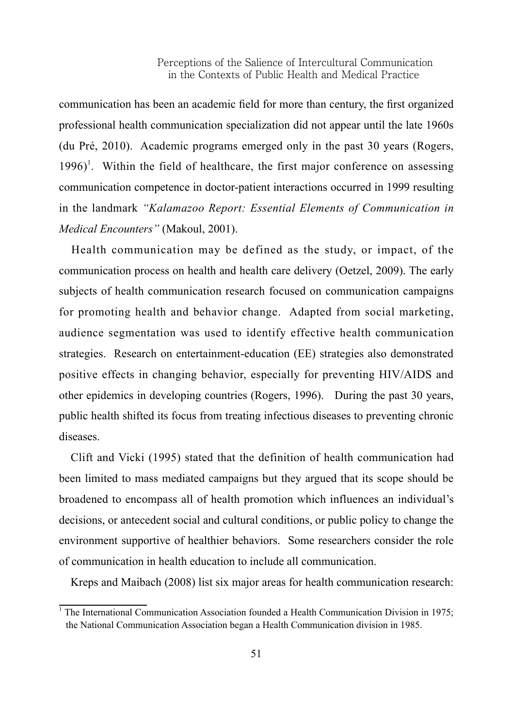communication has been an academic field for more than century, the first organized professional health communication specialization did not appear until the late 1960s (du Pré, 2010). Academic programs emerged only in the past 30 years (Rogers, 1996)[1]. Within the field of healthcare, the first major conference on assessing communication competence in doctor-patient interactions occurred in 1999 resulting in the landmark *"Kalamazoo Report: Essential Elements of Communication in Medical Encounters"* (Makoul, 2001).

Health communication may be defined as the study, or impact, of the communication process on health and health care delivery (Oetzel, 2009). The early subjects of health communication research focused on communication campaigns for promoting health and behavior change. Adapted from social marketing, audience segmentation was used to identify effective health communication strategies. Research on entertainment-education (EE) strategies also demonstrated positive effects in changing behavior, especially for preventing HIV/AIDS and other epidemics in developing countries (Rogers, 1996). During the past 30 years, public health shifted its focus from treating infectious diseases to preventing chronic diseases.

Clift and Vicki (1995) stated that the definition of health communication had been limited to mass mediated campaigns but they argued that its scope should be broadened to encompass all of health promotion which influences an individual's decisions, or antecedent social and cultural conditions, or public policy to change the environment supportive of healthier behaviors. Some researchers consider the role of communication in health education to include all communication.

Kreps and Maibach (2008) list six major areas for health communication research:

[1] The International Communication Association founded a Health Communication Division in 1975; the National Communication Association began a Health Communication division in 1985.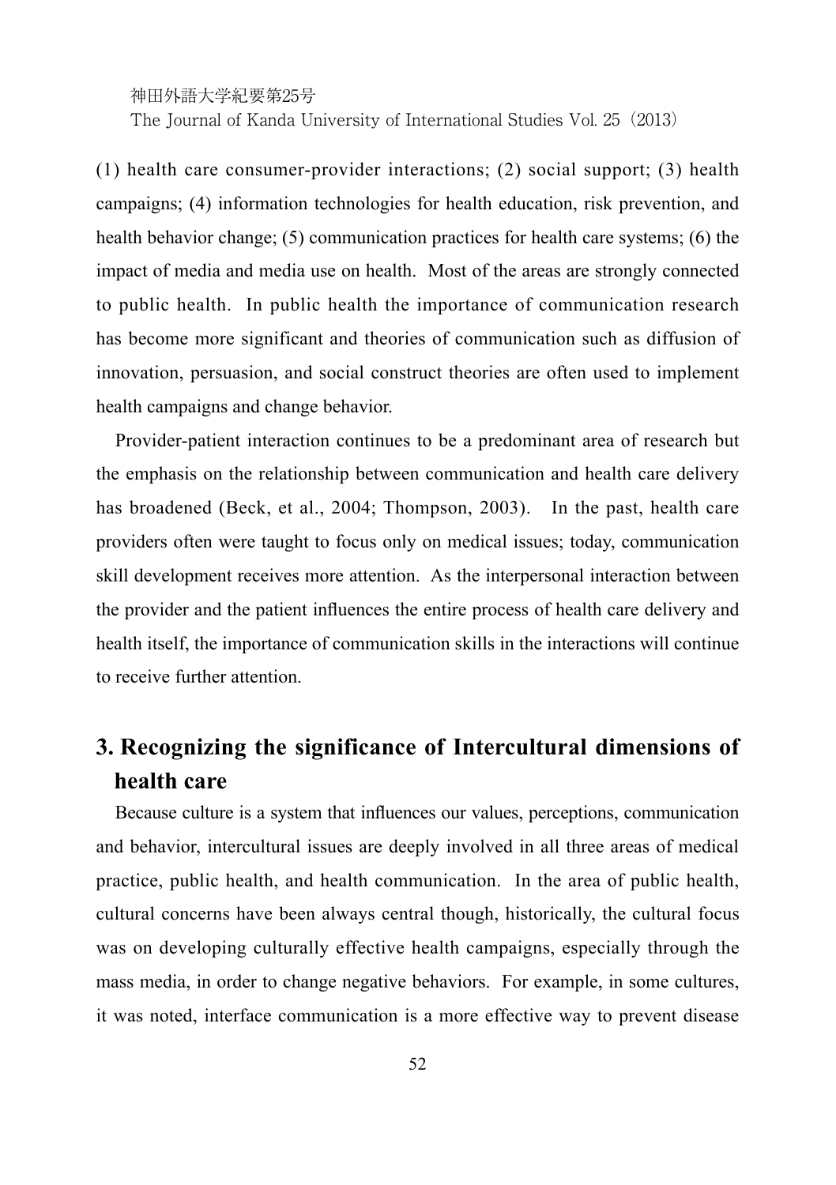(1) health care consumer-provider interactions; (2) social support; (3) health campaigns; (4) information technologies for health education, risk prevention, and health behavior change; (5) communication practices for health care systems; (6) the impact of media and media use on health. Most of the areas are strongly connected to public health. In public health the importance of communication research has become more significant and theories of communication such as diffusion of innovation, persuasion, and social construct theories are often used to implement health campaigns and change behavior.

Provider-patient interaction continues to be a predominant area of research but the emphasis on the relationship between communication and health care delivery has broadened (Beck, et al., 2004; Thompson, 2003). In the past, health care providers often were taught to focus only on medical issues; today, communication skill development receives more attention. As the interpersonal interaction between the provider and the patient influences the entire process of health care delivery and health itself, the importance of communication skills in the interactions will continue to receive further attention.

## 3. Recognizing the significance of Intercultural dimensions of health care

Because culture is a system that influences our values, perceptions, communication and behavior, intercultural issues are deeply involved in all three areas of medical practice, public health, and health communication. In the area of public health, cultural concerns have been always central though, historically, the cultural focus was on developing culturally effective health campaigns, especially through the mass media, in order to change negative behaviors. For example, in some cultures, it was noted, interface communication is a more effective way to prevent disease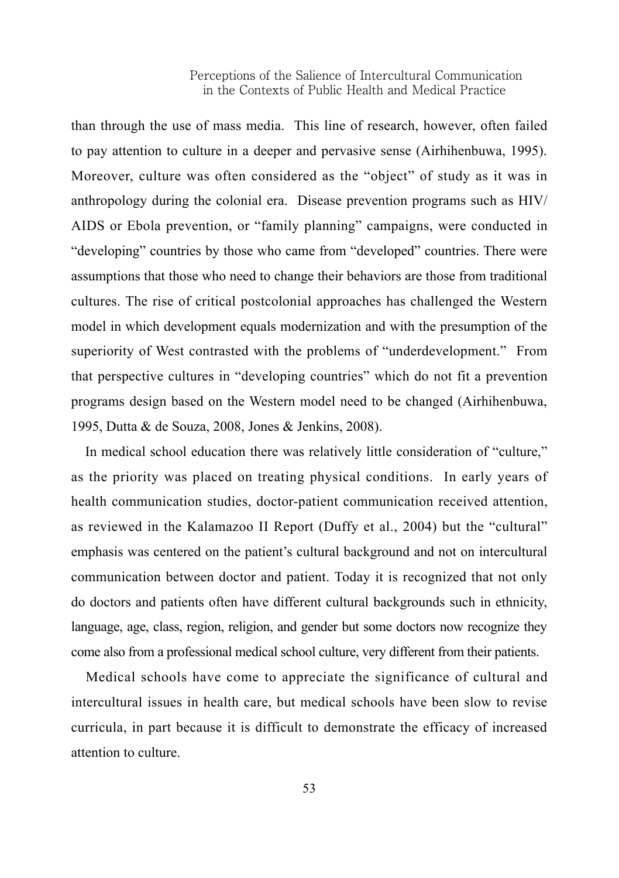than through the use of mass media. This line of research, however, often failed to pay attention to culture in a deeper and pervasive sense (Airhihenbuwa, 1995). Moreover, culture was often considered as the "object" of study as it was in anthropology during the colonial era. Disease prevention programs such as HIV/AIDS or Ebola prevention, or "family planning" campaigns, were conducted in "developing" countries by those who came from "developed" countries. There were assumptions that those who need to change their behaviors are those from traditional cultures. The rise of critical postcolonial approaches has challenged the Western model in which development equals modernization and with the presumption of the superiority of West contrasted with the problems of "underdevelopment." From that perspective cultures in "developing countries" which do not fit a prevention programs design based on the Western model need to be changed (Airhihenbuwa, 1995, Dutta & de Souza, 2008, Jones & Jenkins, 2008).

In medical school education there was relatively little consideration of "culture," as the priority was placed on treating physical conditions. In early years of health communication studies, doctor-patient communication received attention, as reviewed in the Kalamazoo II Report (Duffy et al., 2004) but the "cultural" emphasis was centered on the patient's cultural background and not on intercultural communication between doctor and patient. Today it is recognized that not only do doctors and patients often have different cultural backgrounds such in ethnicity, language, age, class, region, religion, and gender but some doctors now recognize they come also from a professional medical school culture, very different from their patients.

Medical schools have come to appreciate the significance of cultural and intercultural issues in health care, but medical schools have been slow to revise curricula, in part because it is difficult to demonstrate the efficacy of increased attention to culture.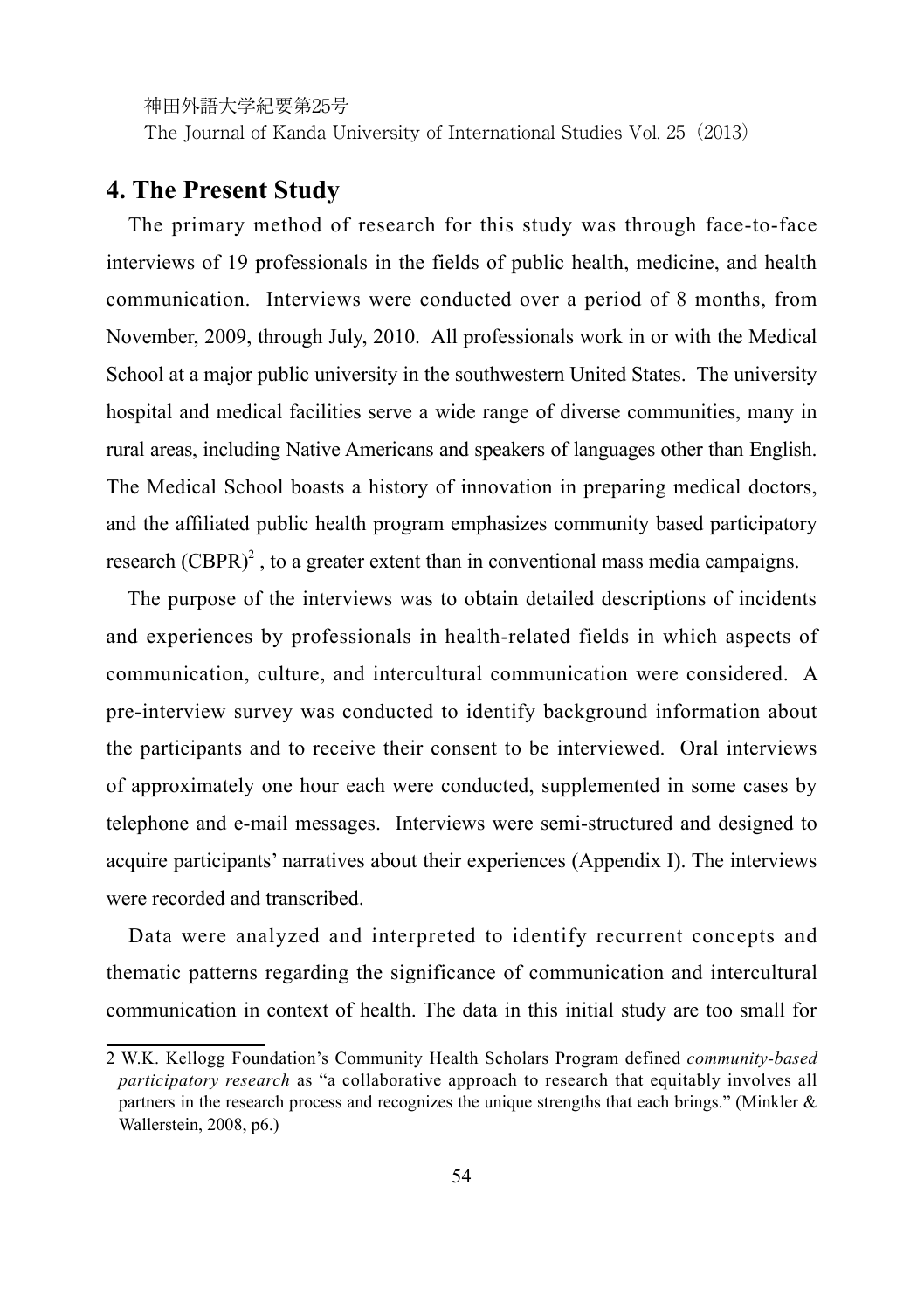## 4. The Present Study

The primary method of research for this study was through face-to-face interviews of 19 professionals in the fields of public health, medicine, and health communication. Interviews were conducted over a period of 8 months, from November, 2009, through July, 2010. All professionals work in or with the Medical School at a major public university in the southwestern United States. The university hospital and medical facilities serve a wide range of diverse communities, many in rural areas, including Native Americans and speakers of languages other than English. The Medical School boasts a history of innovation in preparing medical doctors, and the affiliated public health program emphasizes community based participatory research (CBPR)[2] , to a greater extent than in conventional mass media campaigns.

The purpose of the interviews was to obtain detailed descriptions of incidents and experiences by professionals in health-related fields in which aspects of communication, culture, and intercultural communication were considered. A pre-interview survey was conducted to identify background information about the participants and to receive their consent to be interviewed. Oral interviews of approximately one hour each were conducted, supplemented in some cases by telephone and e-mail messages. Interviews were semi-structured and designed to acquire participants' narratives about their experiences (Appendix I). The interviews were recorded and transcribed.

Data were analyzed and interpreted to identify recurrent concepts and thematic patterns regarding the significance of communication and intercultural communication in context of health. The data in this initial study are too small for

---

2 W.K. Kellogg Foundation's Community Health Scholars Program defined *community-based participatory research* as "a collaborative approach to research that equitably involves all partners in the research process and recognizes the unique strengths that each brings." (Minkler & Wallerstein, 2008, p6.)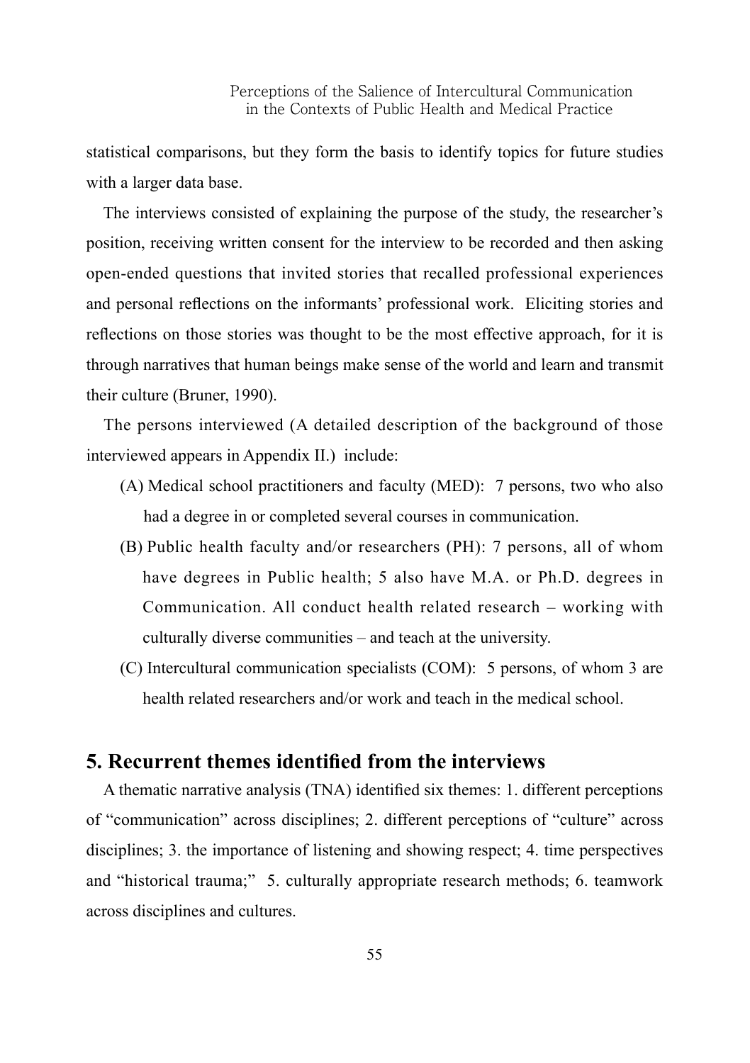statistical comparisons, but they form the basis to identify topics for future studies with a larger data base.

The interviews consisted of explaining the purpose of the study, the researcher's position, receiving written consent for the interview to be recorded and then asking open-ended questions that invited stories that recalled professional experiences and personal reflections on the informants' professional work. Eliciting stories and reflections on those stories was thought to be the most effective approach, for it is through narratives that human beings make sense of the world and learn and transmit their culture (Bruner, 1990).

The persons interviewed (A detailed description of the background of those interviewed appears in Appendix II.) include:

(A) Medical school practitioners and faculty (MED): 7 persons, two who also had a degree in or completed several courses in communication.

(B) Public health faculty and/or researchers (PH): 7 persons, all of whom have degrees in Public health; 5 also have M.A. or Ph.D. degrees in Communication. All conduct health related research – working with culturally diverse communities – and teach at the university.

(C) Intercultural communication specialists (COM): 5 persons, of whom 3 are health related researchers and/or work and teach in the medical school.

## 5. Recurrent themes identified from the interviews

A thematic narrative analysis (TNA) identified six themes: 1. different perceptions of "communication" across disciplines; 2. different perceptions of "culture" across disciplines; 3. the importance of listening and showing respect; 4. time perspectives and "historical trauma;" 5. culturally appropriate research methods; 6. teamwork across disciplines and cultures.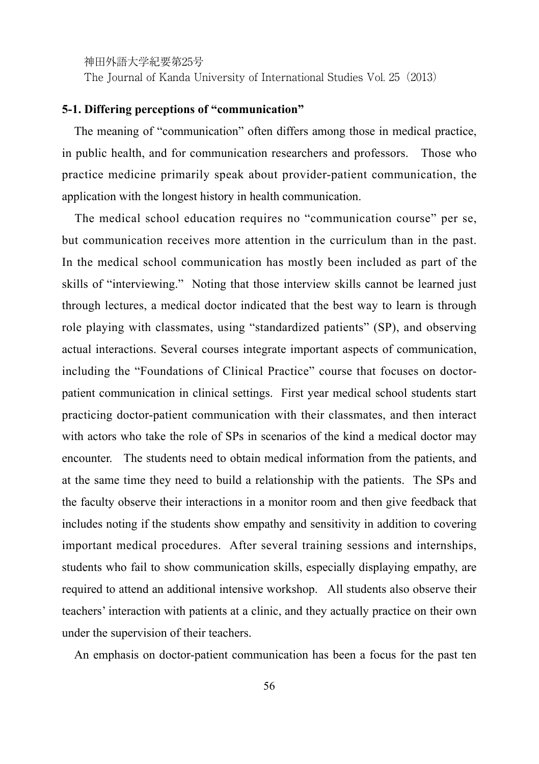### 5-1. Differing perceptions of "communication"

The meaning of "communication" often differs among those in medical practice, in public health, and for communication researchers and professors. Those who practice medicine primarily speak about provider-patient communication, the application with the longest history in health communication.

The medical school education requires no "communication course" per se, but communication receives more attention in the curriculum than in the past. In the medical school communication has mostly been included as part of the skills of "interviewing." Noting that those interview skills cannot be learned just through lectures, a medical doctor indicated that the best way to learn is through role playing with classmates, using "standardized patients" (SP), and observing actual interactions. Several courses integrate important aspects of communication, including the "Foundations of Clinical Practice" course that focuses on doctor-patient communication in clinical settings. First year medical school students start practicing doctor-patient communication with their classmates, and then interact with actors who take the role of SPs in scenarios of the kind a medical doctor may encounter. The students need to obtain medical information from the patients, and at the same time they need to build a relationship with the patients. The SPs and the faculty observe their interactions in a monitor room and then give feedback that includes noting if the students show empathy and sensitivity in addition to covering important medical procedures. After several training sessions and internships, students who fail to show communication skills, especially displaying empathy, are required to attend an additional intensive workshop. All students also observe their teachers' interaction with patients at a clinic, and they actually practice on their own under the supervision of their teachers.

An emphasis on doctor-patient communication has been a focus for the past ten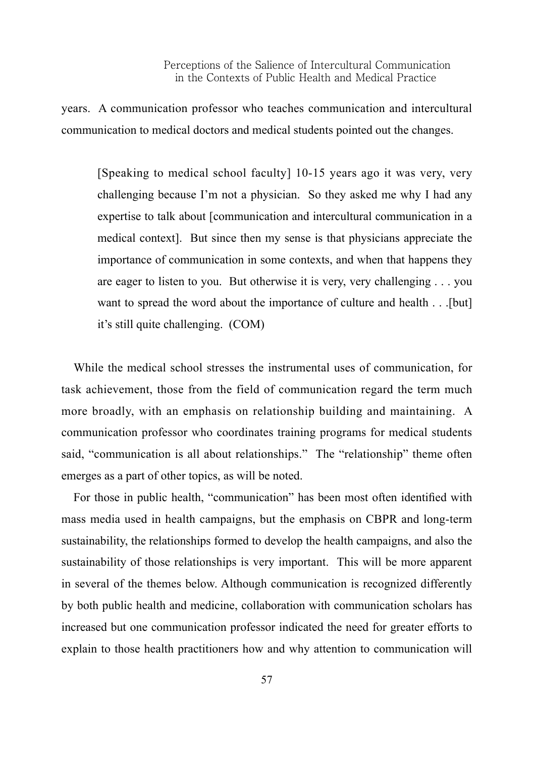years. A communication professor who teaches communication and intercultural communication to medical doctors and medical students pointed out the changes.

> [Speaking to medical school faculty] 10-15 years ago it was very, very challenging because I'm not a physician. So they asked me why I had any expertise to talk about [communication and intercultural communication in a medical context]. But since then my sense is that physicians appreciate the importance of communication in some contexts, and when that happens they are eager to listen to you. But otherwise it is very, very challenging . . . you want to spread the word about the importance of culture and health . . .[but] it's still quite challenging. (COM)

While the medical school stresses the instrumental uses of communication, for task achievement, those from the field of communication regard the term much more broadly, with an emphasis on relationship building and maintaining. A communication professor who coordinates training programs for medical students said, "communication is all about relationships." The "relationship" theme often emerges as a part of other topics, as will be noted.

For those in public health, "communication" has been most often identified with mass media used in health campaigns, but the emphasis on CBPR and long-term sustainability, the relationships formed to develop the health campaigns, and also the sustainability of those relationships is very important. This will be more apparent in several of the themes below. Although communication is recognized differently by both public health and medicine, collaboration with communication scholars has increased but one communication professor indicated the need for greater efforts to explain to those health practitioners how and why attention to communication will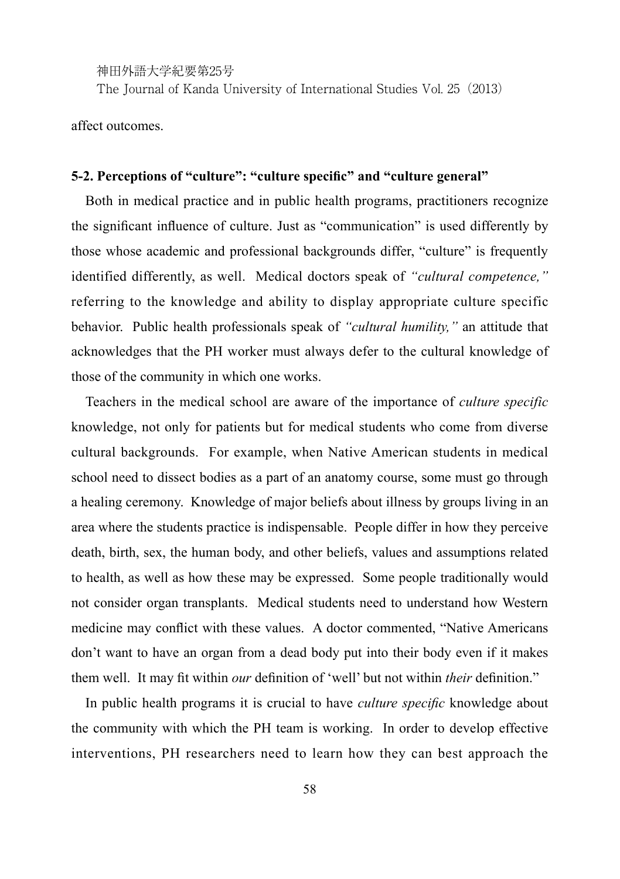affect outcomes.

### 5-2. Perceptions of "culture": "culture specific" and "culture general"

Both in medical practice and in public health programs, practitioners recognize the significant influence of culture. Just as "communication" is used differently by those whose academic and professional backgrounds differ, "culture" is frequently identified differently, as well. Medical doctors speak of *"cultural competence,"* referring to the knowledge and ability to display appropriate culture specific behavior. Public health professionals speak of *"cultural humility,"* an attitude that acknowledges that the PH worker must always defer to the cultural knowledge of those of the community in which one works.

Teachers in the medical school are aware of the importance of *culture specific* knowledge, not only for patients but for medical students who come from diverse cultural backgrounds. For example, when Native American students in medical school need to dissect bodies as a part of an anatomy course, some must go through a healing ceremony. Knowledge of major beliefs about illness by groups living in an area where the students practice is indispensable. People differ in how they perceive death, birth, sex, the human body, and other beliefs, values and assumptions related to health, as well as how these may be expressed. Some people traditionally would not consider organ transplants. Medical students need to understand how Western medicine may conflict with these values. A doctor commented, "Native Americans don't want to have an organ from a dead body put into their body even if it makes them well. It may fit within *our* definition of 'well' but not within *their* definition."

In public health programs it is crucial to have *culture specific* knowledge about the community with which the PH team is working. In order to develop effective interventions, PH researchers need to learn how they can best approach the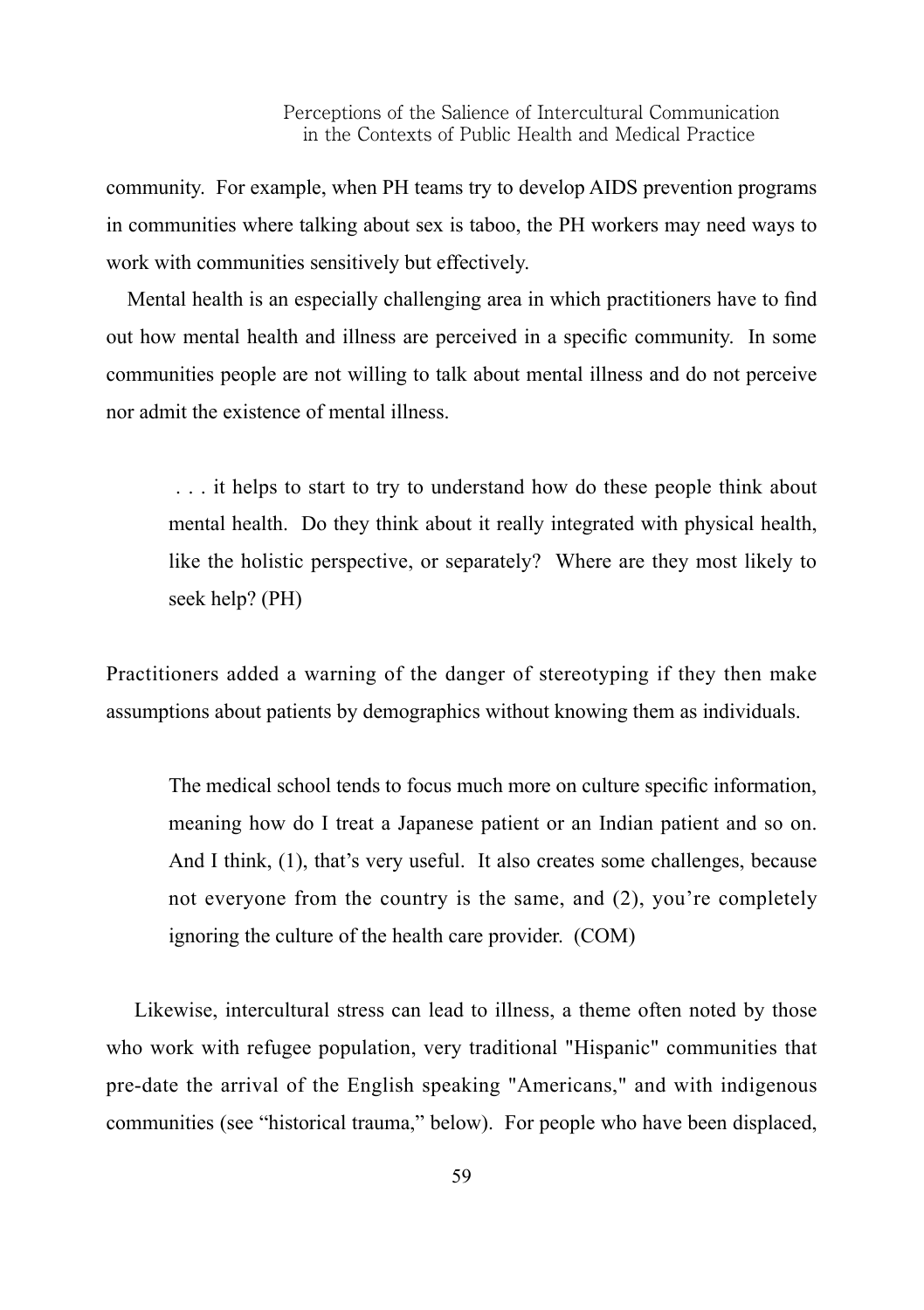community. For example, when PH teams try to develop AIDS prevention programs in communities where talking about sex is taboo, the PH workers may need ways to work with communities sensitively but effectively.

Mental health is an especially challenging area in which practitioners have to find out how mental health and illness are perceived in a specific community. In some communities people are not willing to talk about mental illness and do not perceive nor admit the existence of mental illness.

> . . . it helps to start to try to understand how do these people think about mental health. Do they think about it really integrated with physical health, like the holistic perspective, or separately? Where are they most likely to seek help? (PH)

Practitioners added a warning of the danger of stereotyping if they then make assumptions about patients by demographics without knowing them as individuals.

> The medical school tends to focus much more on culture specific information, meaning how do I treat a Japanese patient or an Indian patient and so on. And I think, (1), that's very useful. It also creates some challenges, because not everyone from the country is the same, and (2), you're completely ignoring the culture of the health care provider. (COM)

Likewise, intercultural stress can lead to illness, a theme often noted by those who work with refugee population, very traditional "Hispanic" communities that pre-date the arrival of the English speaking "Americans," and with indigenous communities (see "historical trauma," below). For people who have been displaced,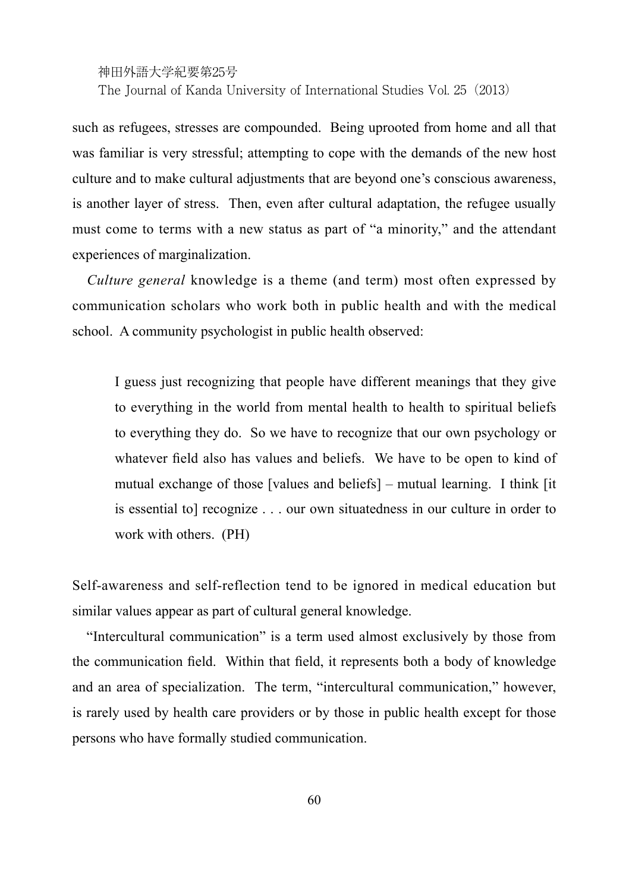such as refugees, stresses are compounded. Being uprooted from home and all that was familiar is very stressful; attempting to cope with the demands of the new host culture and to make cultural adjustments that are beyond one's conscious awareness, is another layer of stress. Then, even after cultural adaptation, the refugee usually must come to terms with a new status as part of "a minority," and the attendant experiences of marginalization.

*Culture general* knowledge is a theme (and term) most often expressed by communication scholars who work both in public health and with the medical school. A community psychologist in public health observed:

> I guess just recognizing that people have different meanings that they give to everything in the world from mental health to health to spiritual beliefs to everything they do. So we have to recognize that our own psychology or whatever field also has values and beliefs. We have to be open to kind of mutual exchange of those [values and beliefs] – mutual learning. I think [it is essential to] recognize . . . our own situatedness in our culture in order to work with others. (PH)

Self-awareness and self-reflection tend to be ignored in medical education but similar values appear as part of cultural general knowledge.

"Intercultural communication" is a term used almost exclusively by those from the communication field. Within that field, it represents both a body of knowledge and an area of specialization. The term, "intercultural communication," however, is rarely used by health care providers or by those in public health except for those persons who have formally studied communication.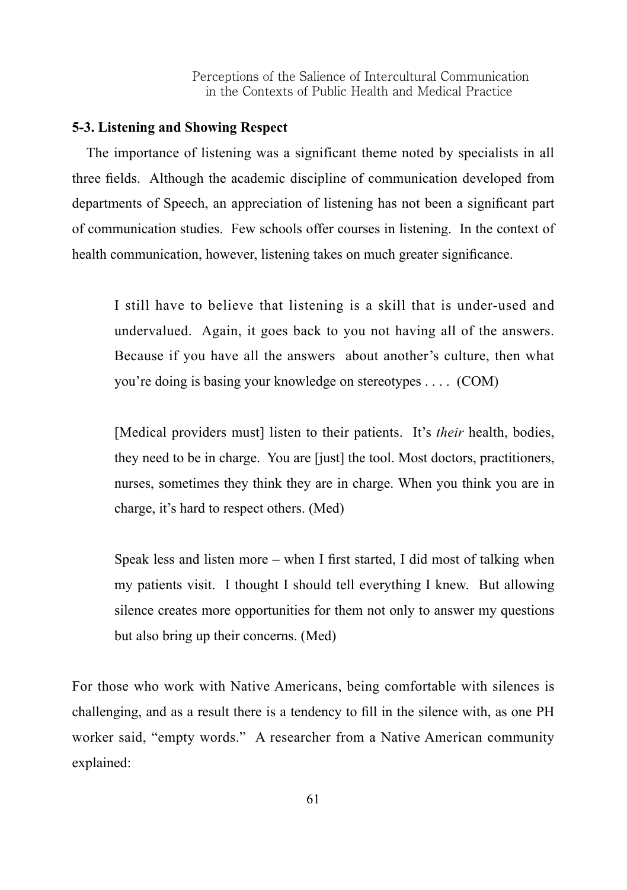### 5-3. Listening and Showing Respect

The importance of listening was a significant theme noted by specialists in all three fields. Although the academic discipline of communication developed from departments of Speech, an appreciation of listening has not been a significant part of communication studies. Few schools offer courses in listening. In the context of health communication, however, listening takes on much greater significance.

> I still have to believe that listening is a skill that is under-used and undervalued. Again, it goes back to you not having all of the answers. Because if you have all the answers about another's culture, then what you're doing is basing your knowledge on stereotypes . . . . (COM)

> [Medical providers must] listen to their patients. It's *their* health, bodies, they need to be in charge. You are [just] the tool. Most doctors, practitioners, nurses, sometimes they think they are in charge. When you think you are in charge, it's hard to respect others. (Med)

> Speak less and listen more – when I first started, I did most of talking when my patients visit. I thought I should tell everything I knew. But allowing silence creates more opportunities for them not only to answer my questions but also bring up their concerns. (Med)

For those who work with Native Americans, being comfortable with silences is challenging, and as a result there is a tendency to fill in the silence with, as one PH worker said, "empty words." A researcher from a Native American community explained: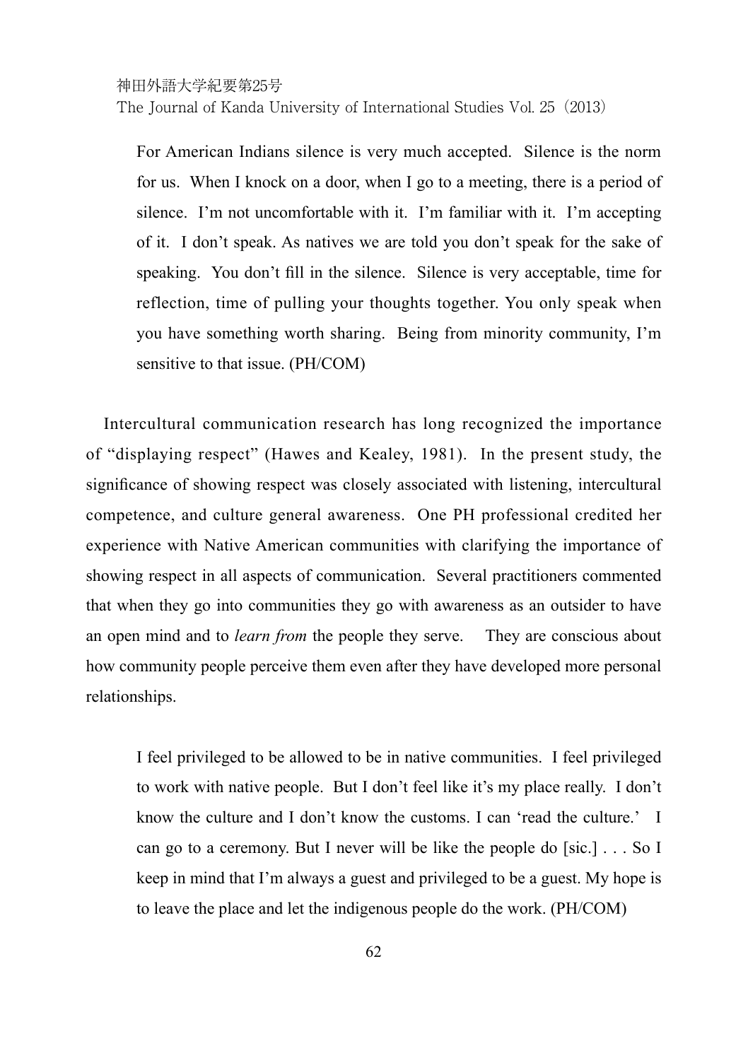> For American Indians silence is very much accepted. Silence is the norm for us. When I knock on a door, when I go to a meeting, there is a period of silence. I'm not uncomfortable with it. I'm familiar with it. I'm accepting of it. I don't speak. As natives we are told you don't speak for the sake of speaking. You don't fill in the silence. Silence is very acceptable, time for reflection, time of pulling your thoughts together. You only speak when you have something worth sharing. Being from minority community, I'm sensitive to that issue. (PH/COM)

Intercultural communication research has long recognized the importance of "displaying respect" (Hawes and Kealey, 1981). In the present study, the significance of showing respect was closely associated with listening, intercultural competence, and culture general awareness. One PH professional credited her experience with Native American communities with clarifying the importance of showing respect in all aspects of communication. Several practitioners commented that when they go into communities they go with awareness as an outsider to have an open mind and to *learn from* the people they serve. They are conscious about how community people perceive them even after they have developed more personal relationships.

> I feel privileged to be allowed to be in native communities. I feel privileged to work with native people. But I don't feel like it's my place really. I don't know the culture and I don't know the customs. I can 'read the culture.' I can go to a ceremony. But I never will be like the people do [sic.] . . . So I keep in mind that I'm always a guest and privileged to be a guest. My hope is to leave the place and let the indigenous people do the work. (PH/COM)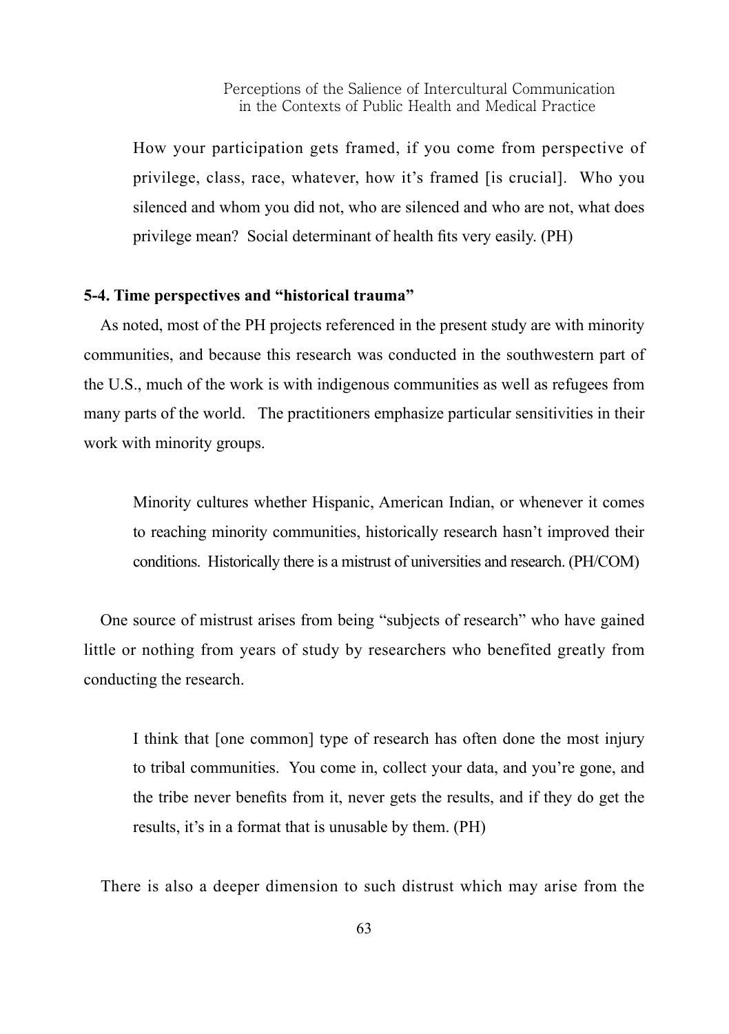> How your participation gets framed, if you come from perspective of privilege, class, race, whatever, how it's framed [is crucial]. Who you silenced and whom you did not, who are silenced and who are not, what does privilege mean? Social determinant of health fits very easily. (PH)

### 5-4. Time perspectives and "historical trauma"

As noted, most of the PH projects referenced in the present study are with minority communities, and because this research was conducted in the southwestern part of the U.S., much of the work is with indigenous communities as well as refugees from many parts of the world. The practitioners emphasize particular sensitivities in their work with minority groups.

> Minority cultures whether Hispanic, American Indian, or whenever it comes to reaching minority communities, historically research hasn't improved their conditions. Historically there is a mistrust of universities and research. (PH/COM)

One source of mistrust arises from being "subjects of research" who have gained little or nothing from years of study by researchers who benefited greatly from conducting the research.

> I think that [one common] type of research has often done the most injury to tribal communities. You come in, collect your data, and you're gone, and the tribe never benefits from it, never gets the results, and if they do get the results, it's in a format that is unusable by them. (PH)

There is also a deeper dimension to such distrust which may arise from the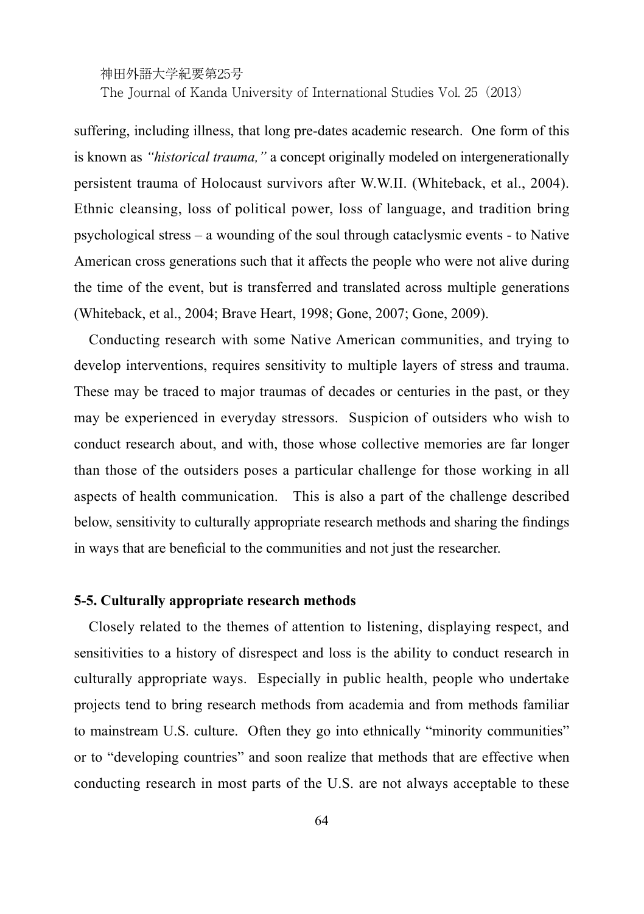suffering, including illness, that long pre-dates academic research. One form of this is known as *"historical trauma,"* a concept originally modeled on intergenerationally persistent trauma of Holocaust survivors after W.W.II. (Whiteback, et al., 2004). Ethnic cleansing, loss of political power, loss of language, and tradition bring psychological stress – a wounding of the soul through cataclysmic events - to Native American cross generations such that it affects the people who were not alive during the time of the event, but is transferred and translated across multiple generations (Whiteback, et al., 2004; Brave Heart, 1998; Gone, 2007; Gone, 2009).

Conducting research with some Native American communities, and trying to develop interventions, requires sensitivity to multiple layers of stress and trauma. These may be traced to major traumas of decades or centuries in the past, or they may be experienced in everyday stressors. Suspicion of outsiders who wish to conduct research about, and with, those whose collective memories are far longer than those of the outsiders poses a particular challenge for those working in all aspects of health communication. This is also a part of the challenge described below, sensitivity to culturally appropriate research methods and sharing the findings in ways that are beneficial to the communities and not just the researcher.

### 5-5. Culturally appropriate research methods

Closely related to the themes of attention to listening, displaying respect, and sensitivities to a history of disrespect and loss is the ability to conduct research in culturally appropriate ways. Especially in public health, people who undertake projects tend to bring research methods from academia and from methods familiar to mainstream U.S. culture. Often they go into ethnically "minority communities" or to "developing countries" and soon realize that methods that are effective when conducting research in most parts of the U.S. are not always acceptable to these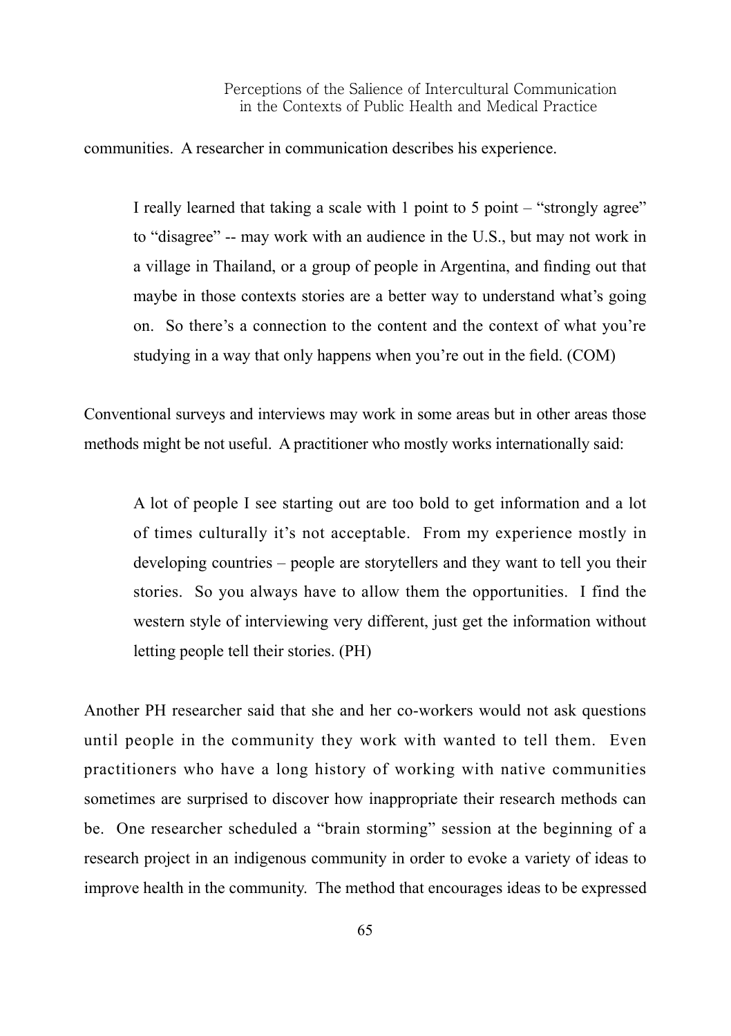communities. A researcher in communication describes his experience.

> I really learned that taking a scale with 1 point to 5 point – "strongly agree" to "disagree" -- may work with an audience in the U.S., but may not work in a village in Thailand, or a group of people in Argentina, and finding out that maybe in those contexts stories are a better way to understand what's going on. So there's a connection to the content and the context of what you're studying in a way that only happens when you're out in the field. (COM)

Conventional surveys and interviews may work in some areas but in other areas those methods might be not useful. A practitioner who mostly works internationally said:

> A lot of people I see starting out are too bold to get information and a lot of times culturally it's not acceptable. From my experience mostly in developing countries – people are storytellers and they want to tell you their stories. So you always have to allow them the opportunities. I find the western style of interviewing very different, just get the information without letting people tell their stories. (PH)

Another PH researcher said that she and her co-workers would not ask questions until people in the community they work with wanted to tell them. Even practitioners who have a long history of working with native communities sometimes are surprised to discover how inappropriate their research methods can be. One researcher scheduled a "brain storming" session at the beginning of a research project in an indigenous community in order to evoke a variety of ideas to improve health in the community. The method that encourages ideas to be expressed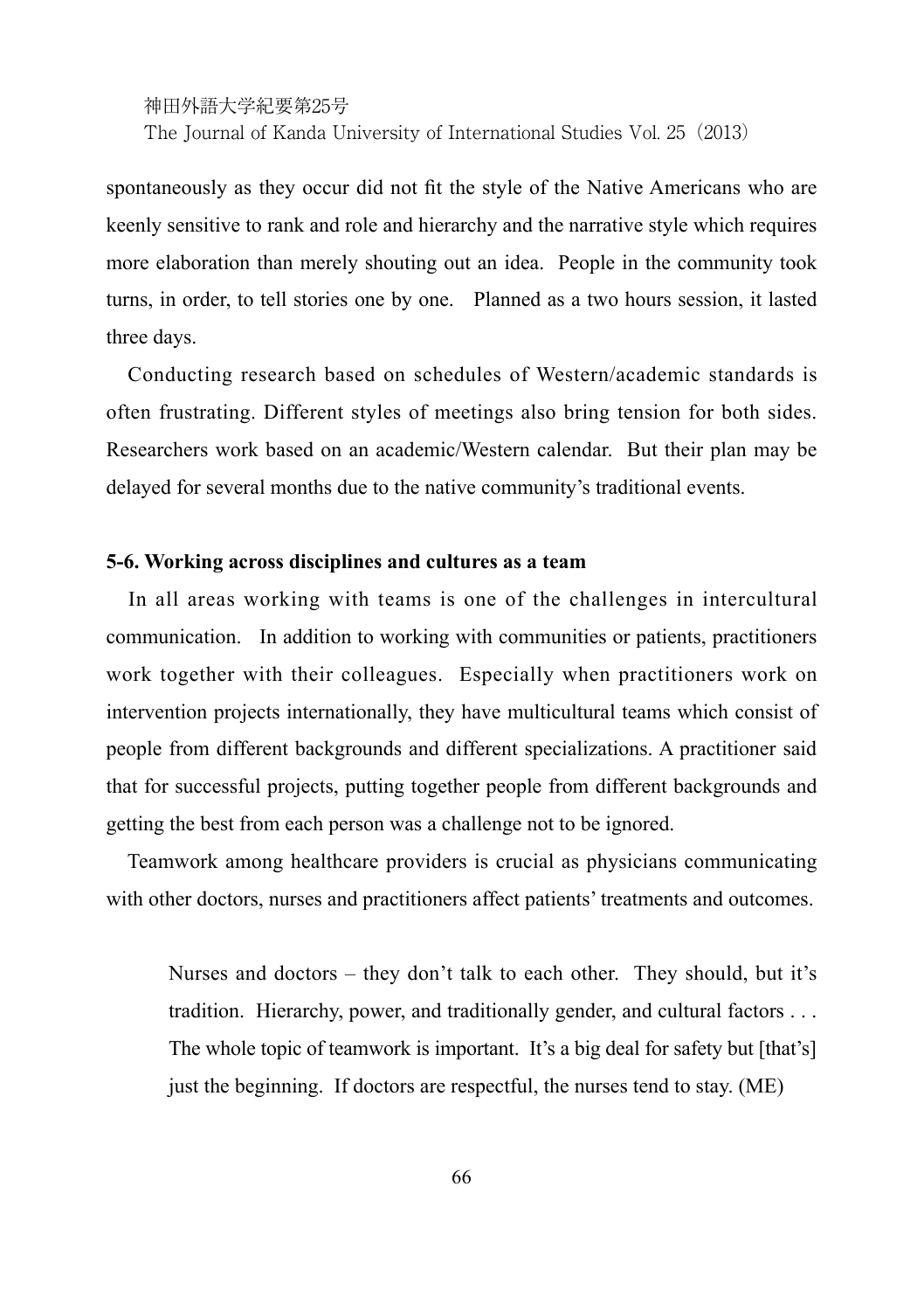spontaneously as they occur did not fit the style of the Native Americans who are keenly sensitive to rank and role and hierarchy and the narrative style which requires more elaboration than merely shouting out an idea. People in the community took turns, in order, to tell stories one by one. Planned as a two hours session, it lasted three days.

Conducting research based on schedules of Western/academic standards is often frustrating. Different styles of meetings also bring tension for both sides. Researchers work based on an academic/Western calendar. But their plan may be delayed for several months due to the native community's traditional events.

### 5-6. Working across disciplines and cultures as a team

In all areas working with teams is one of the challenges in intercultural communication. In addition to working with communities or patients, practitioners work together with their colleagues. Especially when practitioners work on intervention projects internationally, they have multicultural teams which consist of people from different backgrounds and different specializations. A practitioner said that for successful projects, putting together people from different backgrounds and getting the best from each person was a challenge not to be ignored.

Teamwork among healthcare providers is crucial as physicians communicating with other doctors, nurses and practitioners affect patients' treatments and outcomes.

> Nurses and doctors – they don't talk to each other. They should, but it's tradition. Hierarchy, power, and traditionally gender, and cultural factors . . . The whole topic of teamwork is important. It's a big deal for safety but [that's] just the beginning. If doctors are respectful, the nurses tend to stay. (ME)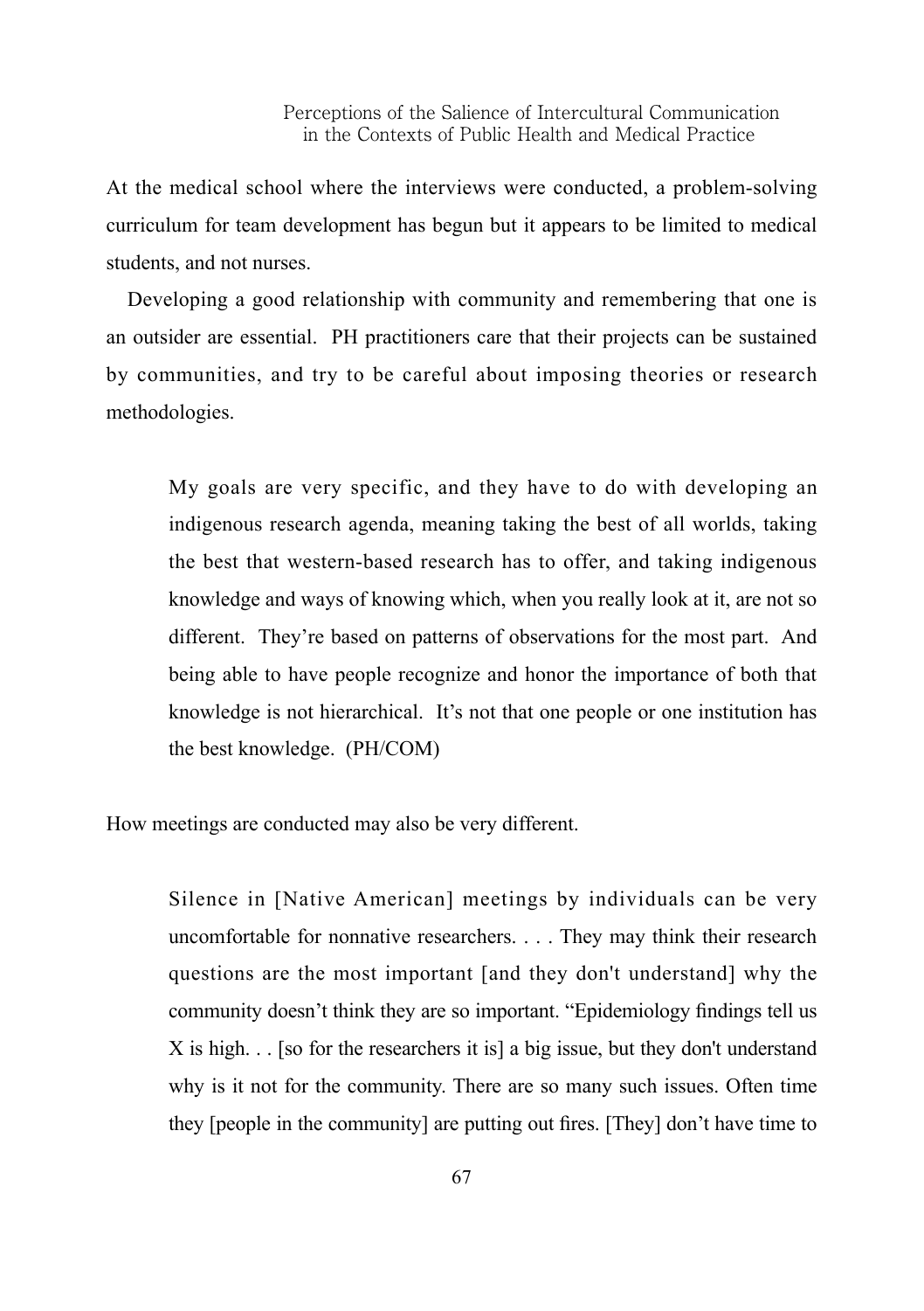At the medical school where the interviews were conducted, a problem-solving curriculum for team development has begun but it appears to be limited to medical students, and not nurses.

Developing a good relationship with community and remembering that one is an outsider are essential. PH practitioners care that their projects can be sustained by communities, and try to be careful about imposing theories or research methodologies.

> My goals are very specific, and they have to do with developing an indigenous research agenda, meaning taking the best of all worlds, taking the best that western-based research has to offer, and taking indigenous knowledge and ways of knowing which, when you really look at it, are not so different. They're based on patterns of observations for the most part. And being able to have people recognize and honor the importance of both that knowledge is not hierarchical. It's not that one people or one institution has the best knowledge. (PH/COM)

How meetings are conducted may also be very different.

> Silence in [Native American] meetings by individuals can be very uncomfortable for nonnative researchers. . . . They may think their research questions are the most important [and they don't understand] why the community doesn't think they are so important. "Epidemiology findings tell us X is high. . . [so for the researchers it is] a big issue, but they don't understand why is it not for the community. There are so many such issues. Often time they [people in the community] are putting out fires. [They] don't have time to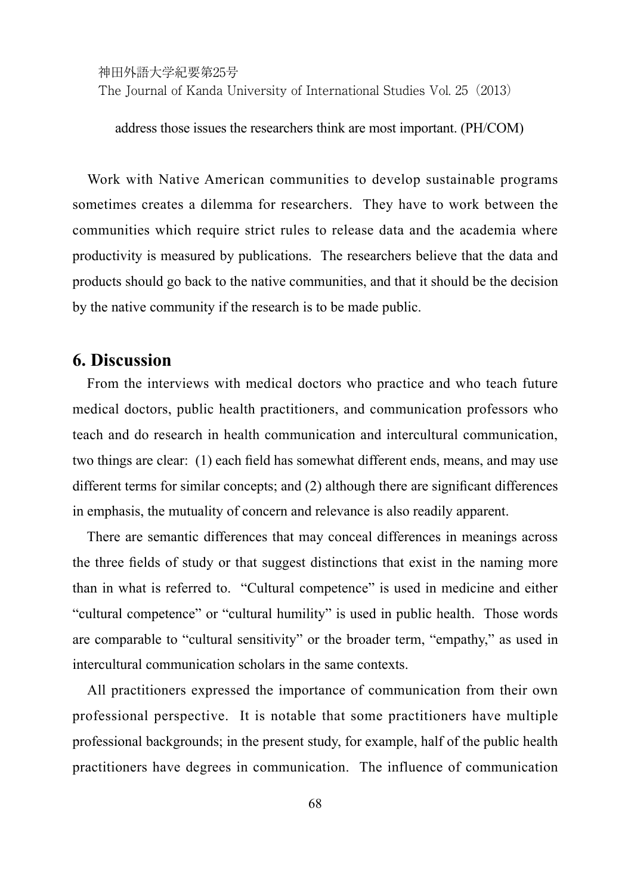address those issues the researchers think are most important. (PH/COM)

Work with Native American communities to develop sustainable programs sometimes creates a dilemma for researchers. They have to work between the communities which require strict rules to release data and the academia where productivity is measured by publications. The researchers believe that the data and products should go back to the native communities, and that it should be the decision by the native community if the research is to be made public.

## 6. Discussion

From the interviews with medical doctors who practice and who teach future medical doctors, public health practitioners, and communication professors who teach and do research in health communication and intercultural communication, two things are clear: (1) each field has somewhat different ends, means, and may use different terms for similar concepts; and (2) although there are significant differences in emphasis, the mutuality of concern and relevance is also readily apparent.

There are semantic differences that may conceal differences in meanings across the three fields of study or that suggest distinctions that exist in the naming more than in what is referred to. "Cultural competence" is used in medicine and either "cultural competence" or "cultural humility" is used in public health. Those words are comparable to "cultural sensitivity" or the broader term, "empathy," as used in intercultural communication scholars in the same contexts.

All practitioners expressed the importance of communication from their own professional perspective. It is notable that some practitioners have multiple professional backgrounds; in the present study, for example, half of the public health practitioners have degrees in communication. The influence of communication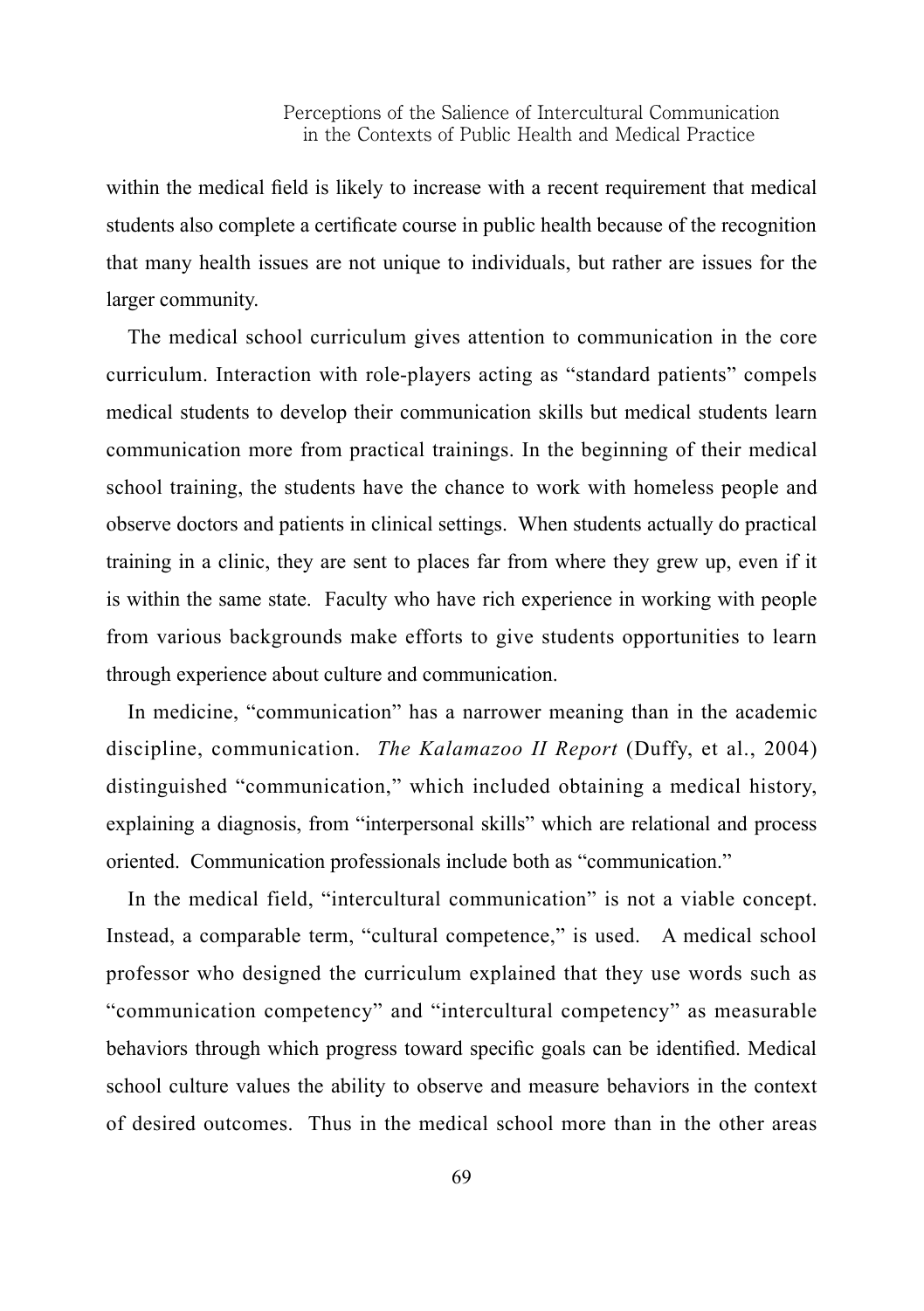within the medical field is likely to increase with a recent requirement that medical students also complete a certificate course in public health because of the recognition that many health issues are not unique to individuals, but rather are issues for the larger community.

The medical school curriculum gives attention to communication in the core curriculum. Interaction with role-players acting as "standard patients" compels medical students to develop their communication skills but medical students learn communication more from practical trainings. In the beginning of their medical school training, the students have the chance to work with homeless people and observe doctors and patients in clinical settings. When students actually do practical training in a clinic, they are sent to places far from where they grew up, even if it is within the same state. Faculty who have rich experience in working with people from various backgrounds make efforts to give students opportunities to learn through experience about culture and communication.

In medicine, "communication" has a narrower meaning than in the academic discipline, communication. *The Kalamazoo II Report* (Duffy, et al., 2004) distinguished "communication," which included obtaining a medical history, explaining a diagnosis, from "interpersonal skills" which are relational and process oriented. Communication professionals include both as "communication."

In the medical field, "intercultural communication" is not a viable concept. Instead, a comparable term, "cultural competence," is used. A medical school professor who designed the curriculum explained that they use words such as "communication competency" and "intercultural competency" as measurable behaviors through which progress toward specific goals can be identified. Medical school culture values the ability to observe and measure behaviors in the context of desired outcomes. Thus in the medical school more than in the other areas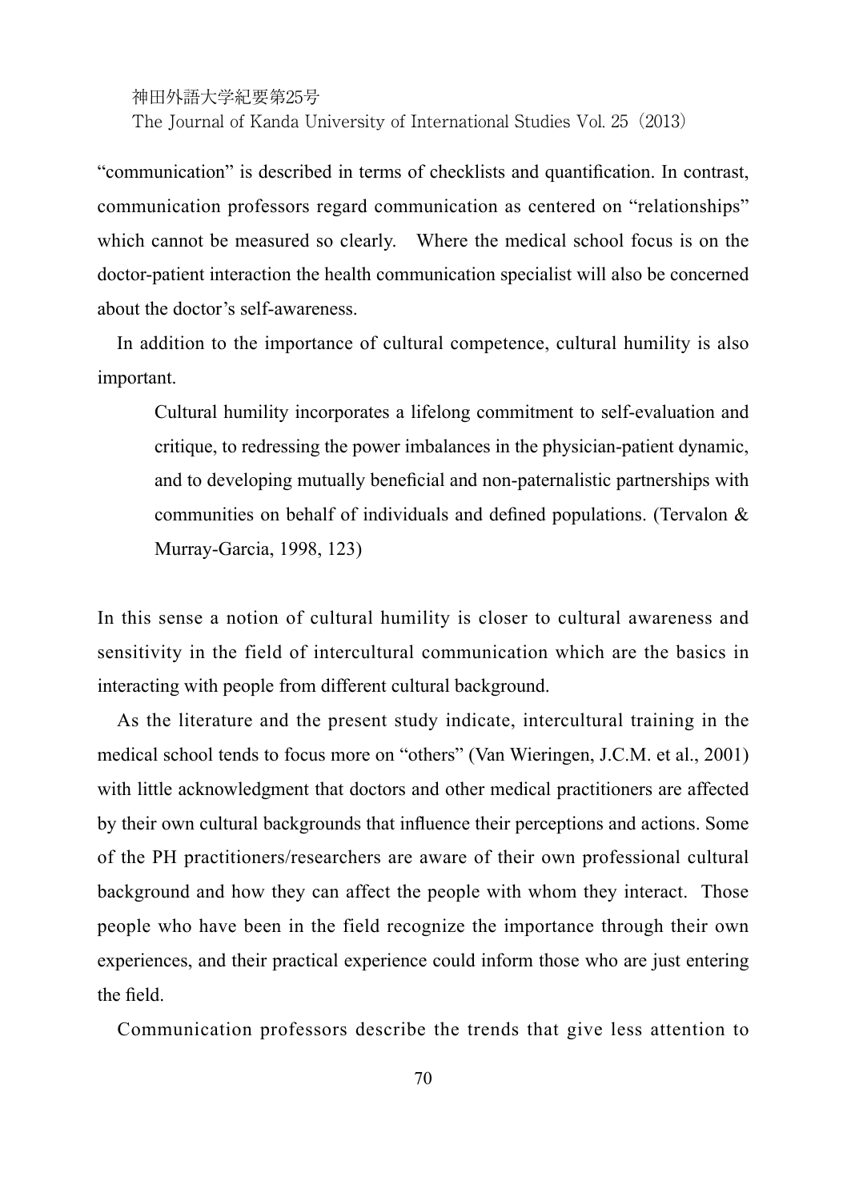"communication" is described in terms of checklists and quantification. In contrast, communication professors regard communication as centered on "relationships" which cannot be measured so clearly. Where the medical school focus is on the doctor-patient interaction the health communication specialist will also be concerned about the doctor's self-awareness.

In addition to the importance of cultural competence, cultural humility is also important.

> Cultural humility incorporates a lifelong commitment to self-evaluation and critique, to redressing the power imbalances in the physician-patient dynamic, and to developing mutually beneficial and non-paternalistic partnerships with communities on behalf of individuals and defined populations. (Tervalon & Murray-Garcia, 1998, 123)

In this sense a notion of cultural humility is closer to cultural awareness and sensitivity in the field of intercultural communication which are the basics in interacting with people from different cultural background.

As the literature and the present study indicate, intercultural training in the medical school tends to focus more on "others" (Van Wieringen, J.C.M. et al., 2001) with little acknowledgment that doctors and other medical practitioners are affected by their own cultural backgrounds that influence their perceptions and actions. Some of the PH practitioners/researchers are aware of their own professional cultural background and how they can affect the people with whom they interact. Those people who have been in the field recognize the importance through their own experiences, and their practical experience could inform those who are just entering the field.

Communication professors describe the trends that give less attention to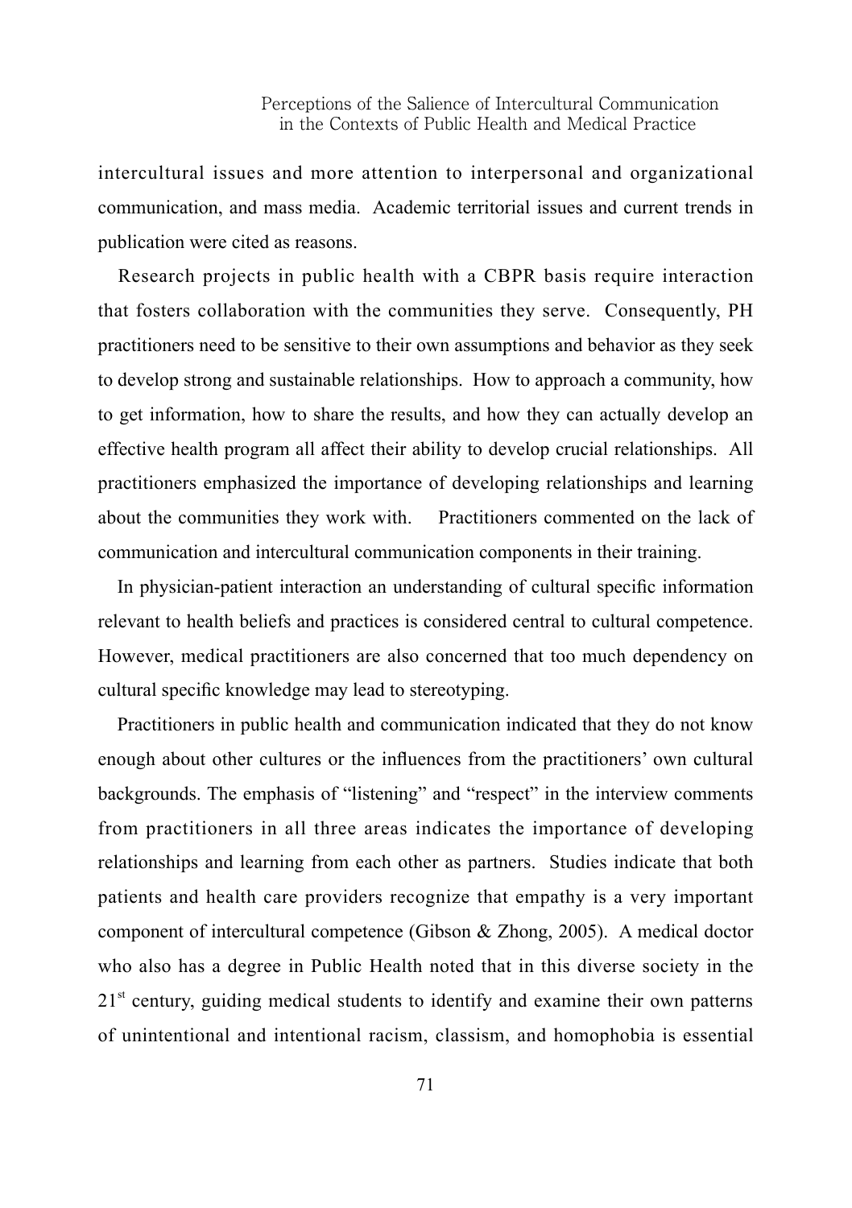intercultural issues and more attention to interpersonal and organizational communication, and mass media. Academic territorial issues and current trends in publication were cited as reasons.

Research projects in public health with a CBPR basis require interaction that fosters collaboration with the communities they serve. Consequently, PH practitioners need to be sensitive to their own assumptions and behavior as they seek to develop strong and sustainable relationships. How to approach a community, how to get information, how to share the results, and how they can actually develop an effective health program all affect their ability to develop crucial relationships. All practitioners emphasized the importance of developing relationships and learning about the communities they work with. Practitioners commented on the lack of communication and intercultural communication components in their training.

In physician-patient interaction an understanding of cultural specific information relevant to health beliefs and practices is considered central to cultural competence. However, medical practitioners are also concerned that too much dependency on cultural specific knowledge may lead to stereotyping.

Practitioners in public health and communication indicated that they do not know enough about other cultures or the influences from the practitioners' own cultural backgrounds. The emphasis of "listening" and "respect" in the interview comments from practitioners in all three areas indicates the importance of developing relationships and learning from each other as partners. Studies indicate that both patients and health care providers recognize that empathy is a very important component of intercultural competence (Gibson & Zhong, 2005). A medical doctor who also has a degree in Public Health noted that in this diverse society in the 21st century, guiding medical students to identify and examine their own patterns of unintentional and intentional racism, classism, and homophobia is essential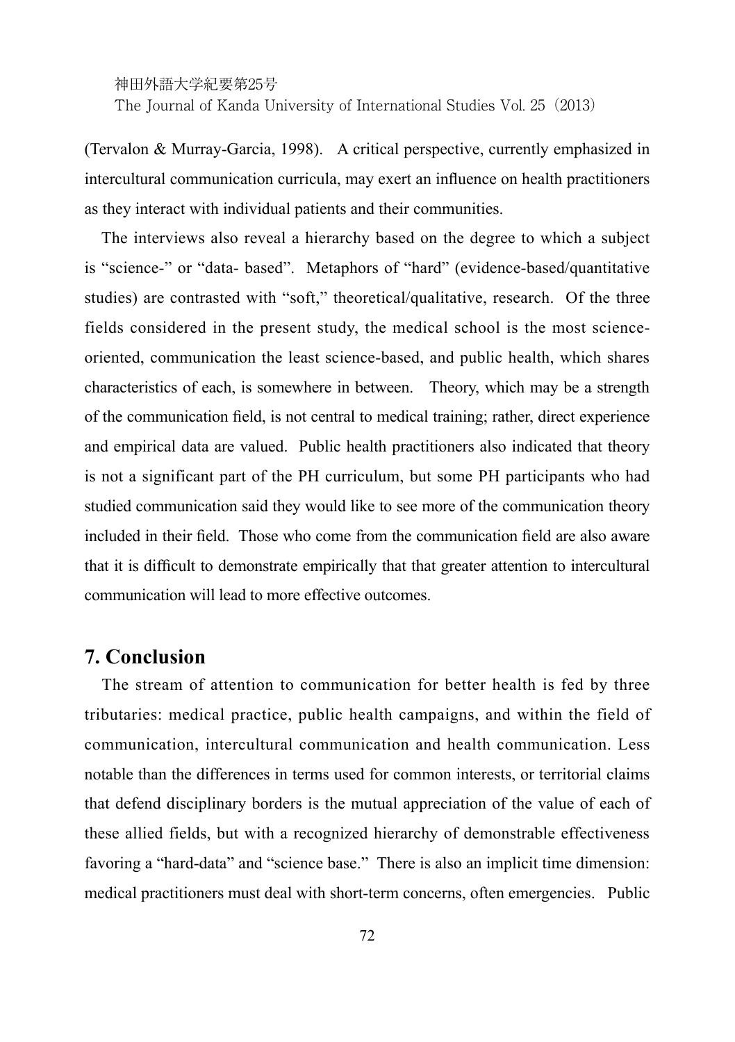(Tervalon & Murray-Garcia, 1998). A critical perspective, currently emphasized in intercultural communication curricula, may exert an influence on health practitioners as they interact with individual patients and their communities.

The interviews also reveal a hierarchy based on the degree to which a subject is "science-" or "data- based". Metaphors of "hard" (evidence-based/quantitative studies) are contrasted with "soft," theoretical/qualitative, research. Of the three fields considered in the present study, the medical school is the most science-oriented, communication the least science-based, and public health, which shares characteristics of each, is somewhere in between. Theory, which may be a strength of the communication field, is not central to medical training; rather, direct experience and empirical data are valued. Public health practitioners also indicated that theory is not a significant part of the PH curriculum, but some PH participants who had studied communication said they would like to see more of the communication theory included in their field. Those who come from the communication field are also aware that it is difficult to demonstrate empirically that that greater attention to intercultural communication will lead to more effective outcomes.

## 7. Conclusion

The stream of attention to communication for better health is fed by three tributaries: medical practice, public health campaigns, and within the field of communication, intercultural communication and health communication. Less notable than the differences in terms used for common interests, or territorial claims that defend disciplinary borders is the mutual appreciation of the value of each of these allied fields, but with a recognized hierarchy of demonstrable effectiveness favoring a "hard-data" and "science base." There is also an implicit time dimension: medical practitioners must deal with short-term concerns, often emergencies. Public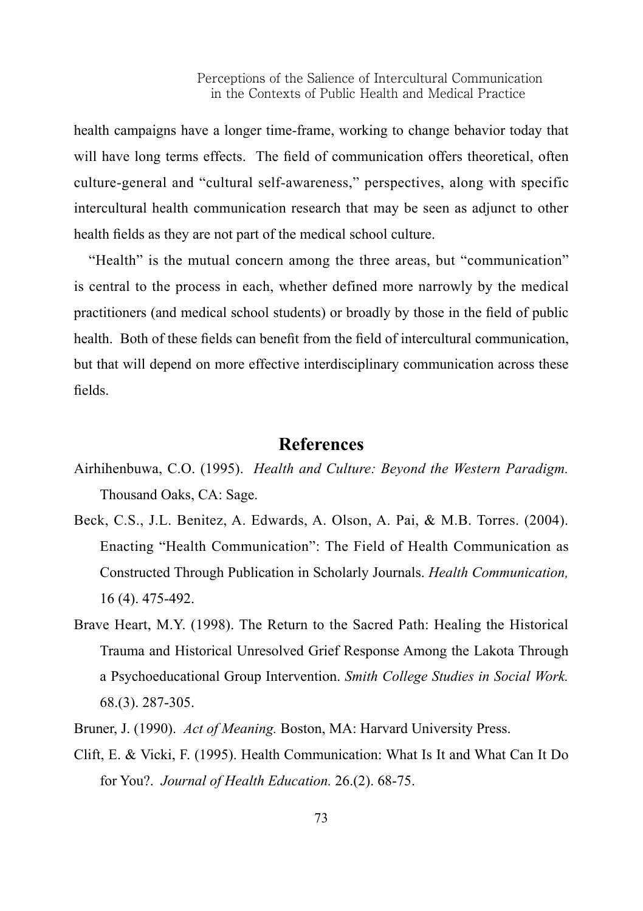health campaigns have a longer time-frame, working to change behavior today that will have long terms effects. The field of communication offers theoretical, often culture-general and "cultural self-awareness," perspectives, along with specific intercultural health communication research that may be seen as adjunct to other health fields as they are not part of the medical school culture.

"Health" is the mutual concern among the three areas, but "communication" is central to the process in each, whether defined more narrowly by the medical practitioners (and medical school students) or broadly by those in the field of public health. Both of these fields can benefit from the field of intercultural communication, but that will depend on more effective interdisciplinary communication across these fields.

## References

Airhihenbuwa, C.O. (1995). *Health and Culture: Beyond the Western Paradigm.* Thousand Oaks, CA: Sage.

Beck, C.S., J.L. Benitez, A. Edwards, A. Olson, A. Pai, & M.B. Torres. (2004). Enacting "Health Communication": The Field of Health Communication as Constructed Through Publication in Scholarly Journals. *Health Communication,* 16 (4). 475-492.

Brave Heart, M.Y. (1998). The Return to the Sacred Path: Healing the Historical Trauma and Historical Unresolved Grief Response Among the Lakota Through a Psychoeducational Group Intervention. *Smith College Studies in Social Work.* 68.(3). 287-305.

Bruner, J. (1990). *Act of Meaning.* Boston, MA: Harvard University Press.

Clift, E. & Vicki, F. (1995). Health Communication: What Is It and What Can It Do for You?. *Journal of Health Education.* 26.(2). 68-75.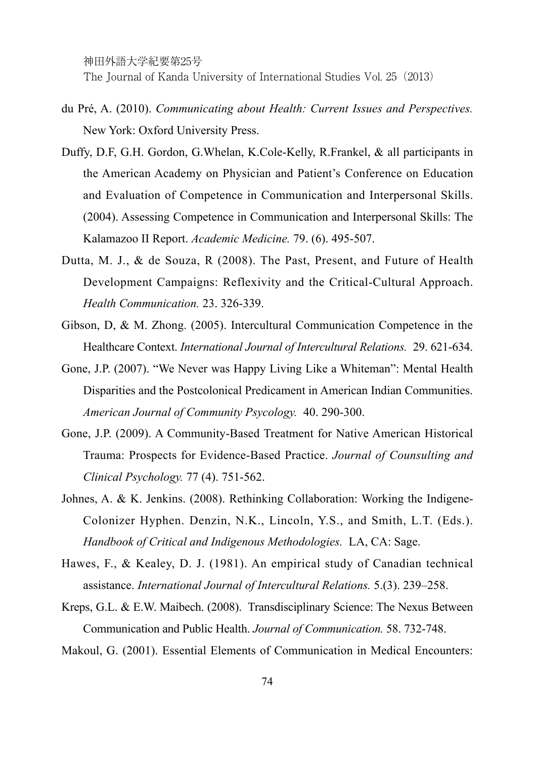du Pré, A. (2010). *Communicating about Health: Current Issues and Perspectives.* New York: Oxford University Press.

Duffy, D.F, G.H. Gordon, G.Whelan, K.Cole-Kelly, R.Frankel, & all participants in the American Academy on Physician and Patient's Conference on Education and Evaluation of Competence in Communication and Interpersonal Skills. (2004). Assessing Competence in Communication and Interpersonal Skills: The Kalamazoo II Report. *Academic Medicine.* 79. (6). 495-507.

Dutta, M. J., & de Souza, R (2008). The Past, Present, and Future of Health Development Campaigns: Reflexivity and the Critical-Cultural Approach. *Health Communication.* 23. 326-339.

Gibson, D, & M. Zhong. (2005). Intercultural Communication Competence in the Healthcare Context. *International Journal of Intercultural Relations.* 29. 621-634.

Gone, J.P. (2007). "We Never was Happy Living Like a Whiteman": Mental Health Disparities and the Postcolonical Predicament in American Indian Communities. *American Journal of Community Psycology.* 40. 290-300.

Gone, J.P. (2009). A Community-Based Treatment for Native American Historical Trauma: Prospects for Evidence-Based Practice. *Journal of Counsulting and Clinical Psychology.* 77 (4). 751-562.

Johnes, A. & K. Jenkins. (2008). Rethinking Collaboration: Working the Indigene-Colonizer Hyphen. Denzin, N.K., Lincoln, Y.S., and Smith, L.T. (Eds.). *Handbook of Critical and Indigenous Methodologies.* LA, CA: Sage.

Hawes, F., & Kealey, D. J. (1981). An empirical study of Canadian technical assistance. *International Journal of Intercultural Relations.* 5.(3). 239–258.

Kreps, G.L. & E.W. Maibech. (2008). Transdisciplinary Science: The Nexus Between Communication and Public Health. *Journal of Communication.* 58. 732-748.

Makoul, G. (2001). Essential Elements of Communication in Medical Encounters: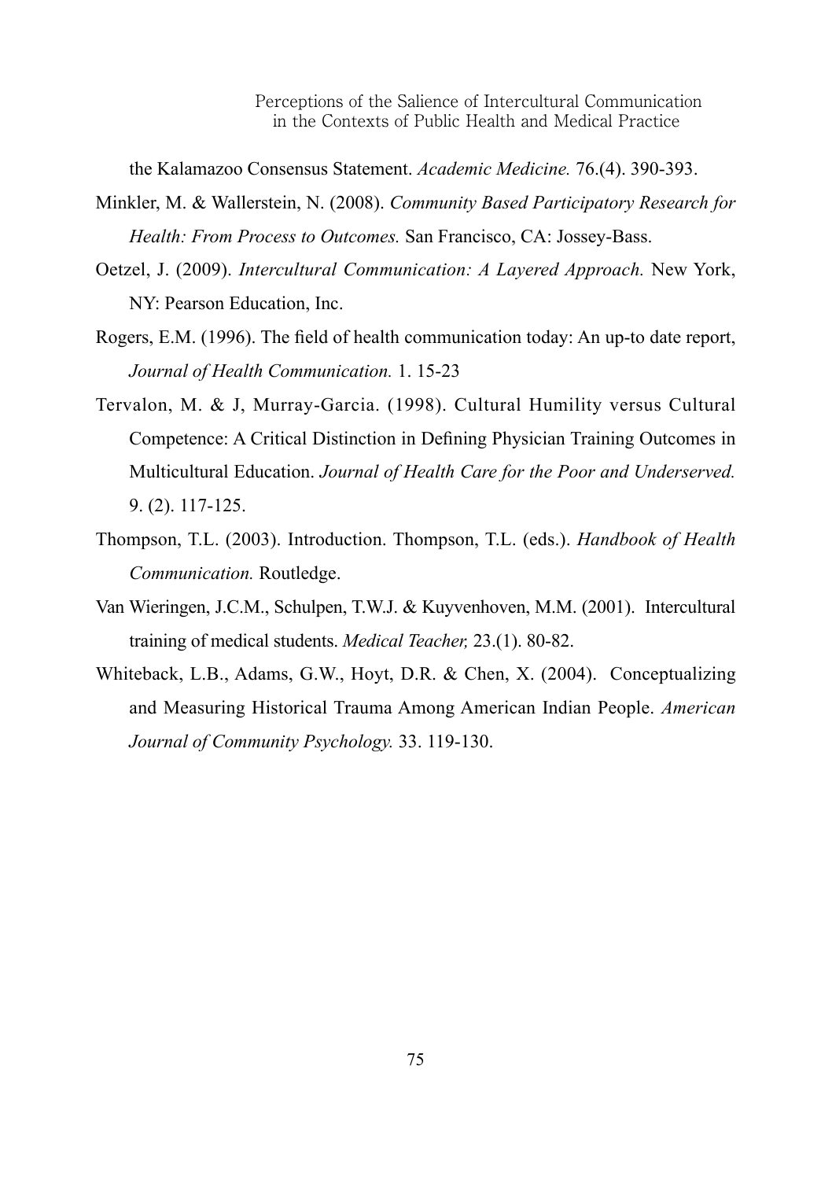the Kalamazoo Consensus Statement. *Academic Medicine.* 76.(4). 390-393.

Minkler, M. & Wallerstein, N. (2008). *Community Based Participatory Research for Health: From Process to Outcomes.* San Francisco, CA: Jossey-Bass.

Oetzel, J. (2009). *Intercultural Communication: A Layered Approach.* New York, NY: Pearson Education, Inc.

Rogers, E.M. (1996). The field of health communication today: An up-to date report, *Journal of Health Communication.* 1. 15-23

Tervalon, M. & J, Murray-Garcia. (1998). Cultural Humility versus Cultural Competence: A Critical Distinction in Defining Physician Training Outcomes in Multicultural Education. *Journal of Health Care for the Poor and Underserved.* 9. (2). 117-125.

Thompson, T.L. (2003). Introduction. Thompson, T.L. (eds.). *Handbook of Health Communication.* Routledge.

Van Wieringen, J.C.M., Schulpen, T.W.J. & Kuyvenhoven, M.M. (2001). Intercultural training of medical students. *Medical Teacher,* 23.(1). 80-82.

Whiteback, L.B., Adams, G.W., Hoyt, D.R. & Chen, X. (2004). Conceptualizing and Measuring Historical Trauma Among American Indian People. *American Journal of Community Psychology.* 33. 119-130.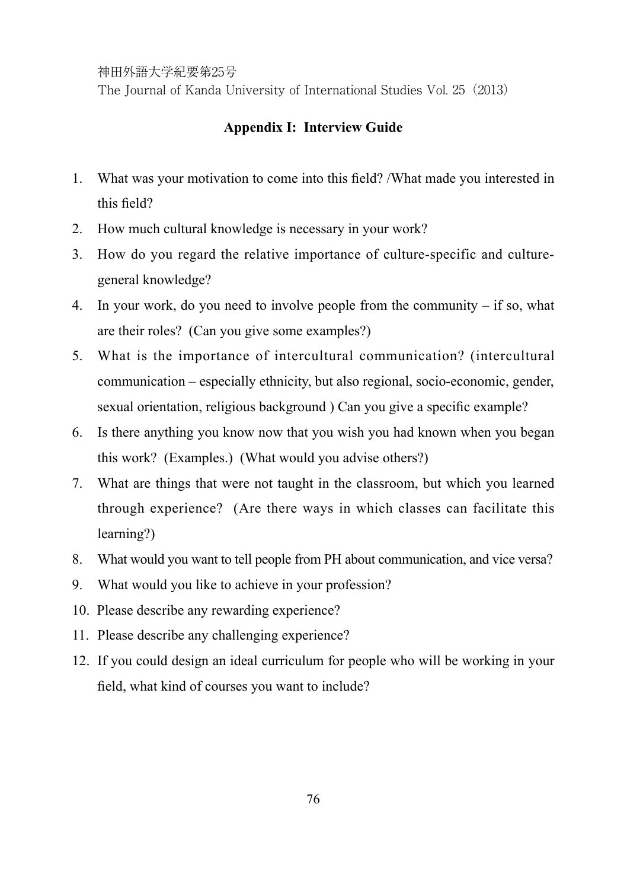## Appendix I: Interview Guide

1. What was your motivation to come into this field? /What made you interested in this field?
2. How much cultural knowledge is necessary in your work?
3. How do you regard the relative importance of culture-specific and culture-general knowledge?
4. In your work, do you need to involve people from the community – if so, what are their roles? (Can you give some examples?)
5. What is the importance of intercultural communication? (intercultural communication – especially ethnicity, but also regional, socio-economic, gender, sexual orientation, religious background ) Can you give a specific example?
6. Is there anything you know now that you wish you had known when you began this work? (Examples.) (What would you advise others?)
7. What are things that were not taught in the classroom, but which you learned through experience? (Are there ways in which classes can facilitate this learning?)
8. What would you want to tell people from PH about communication, and vice versa?
9. What would you like to achieve in your profession?
10. Please describe any rewarding experience?
11. Please describe any challenging experience?
12. If you could design an ideal curriculum for people who will be working in your field, what kind of courses you want to include?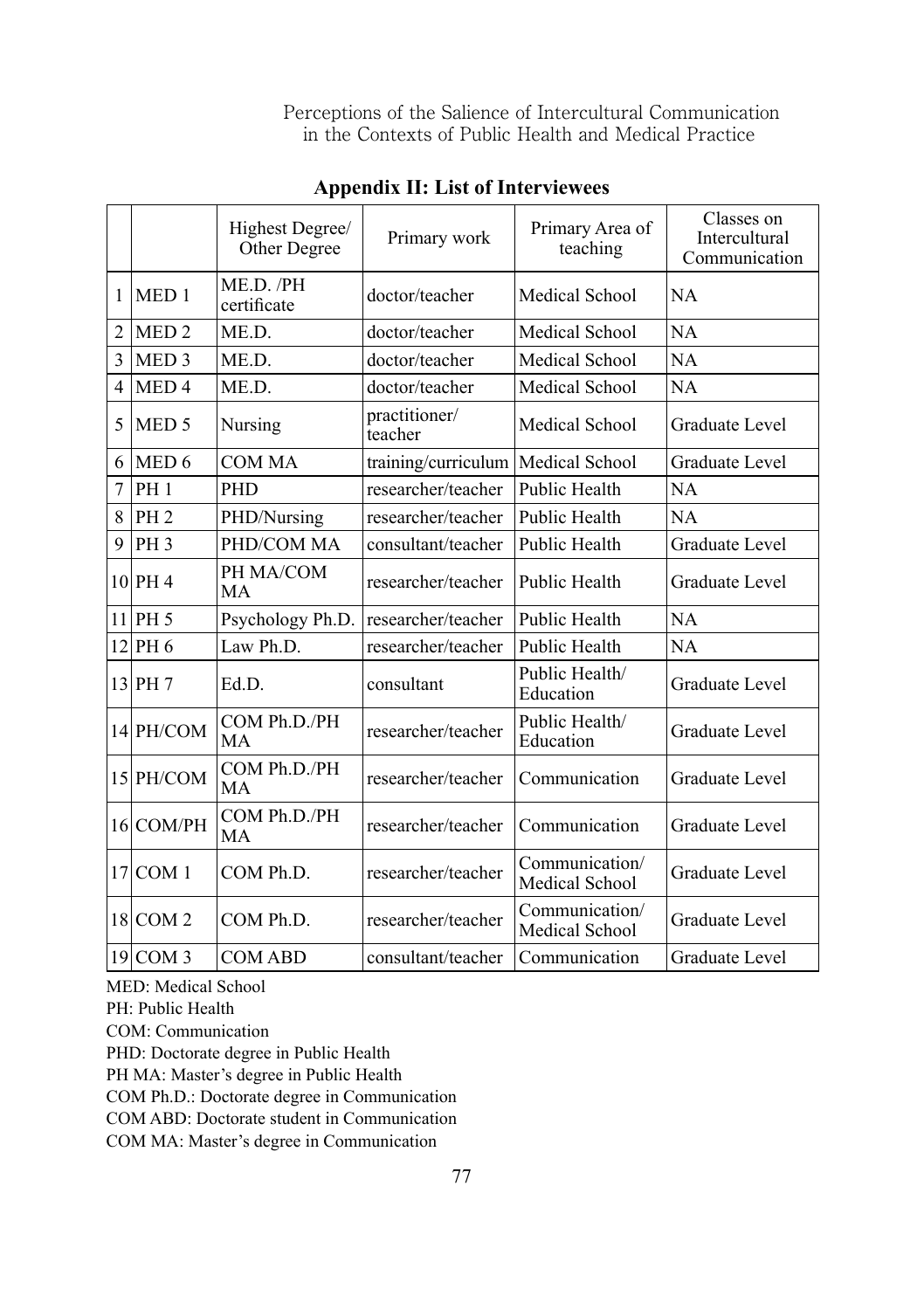## Appendix II: List of Interviewees

| | | Highest Degree/ Other Degree | Primary work | Primary Area of teaching | Classes on Intercultural Communication |
|---|---|---|---|---|---|
| 1 | MED 1 | ME.D. /PH certificate | doctor/teacher | Medical School | NA |
| 2 | MED 2 | ME.D. | doctor/teacher | Medical School | NA |
| 3 | MED 3 | ME.D. | doctor/teacher | Medical School | NA |
| 4 | MED 4 | ME.D. | doctor/teacher | Medical School | NA |
| 5 | MED 5 | Nursing | practitioner/ teacher | Medical School | Graduate Level |
| 6 | MED 6 | COM MA | training/curriculum | Medical School | Graduate Level |
| 7 | PH 1 | PHD | researcher/teacher | Public Health | NA |
| 8 | PH 2 | PHD/Nursing | researcher/teacher | Public Health | NA |
| 9 | PH 3 | PHD/COM MA | consultant/teacher | Public Health | Graduate Level |
| 10 | PH 4 | PH MA/COM MA | researcher/teacher | Public Health | Graduate Level |
| 11 | PH 5 | Psychology Ph.D. | researcher/teacher | Public Health | NA |
| 12 | PH 6 | Law Ph.D. | researcher/teacher | Public Health | NA |
| 13 | PH 7 | Ed.D. | consultant | Public Health/ Education | Graduate Level |
| 14 | PH/COM | COM Ph.D./PH MA | researcher/teacher | Public Health/ Education | Graduate Level |
| 15 | PH/COM | COM Ph.D./PH MA | researcher/teacher | Communication | Graduate Level |
| 16 | COM/PH | COM Ph.D./PH MA | researcher/teacher | Communication | Graduate Level |
| 17 | COM 1 | COM Ph.D. | researcher/teacher | Communication/ Medical School | Graduate Level |
| 18 | COM 2 | COM Ph.D. | researcher/teacher | Communication/ Medical School | Graduate Level |
| 19 | COM 3 | COM ABD | consultant/teacher | Communication | Graduate Level |

MED: Medical School

PH: Public Health

COM: Communication

PHD: Doctorate degree in Public Health

PH MA: Master's degree in Public Health

COM Ph.D.: Doctorate degree in Communication

COM ABD: Doctorate student in Communication

COM MA: Master's degree in Communication